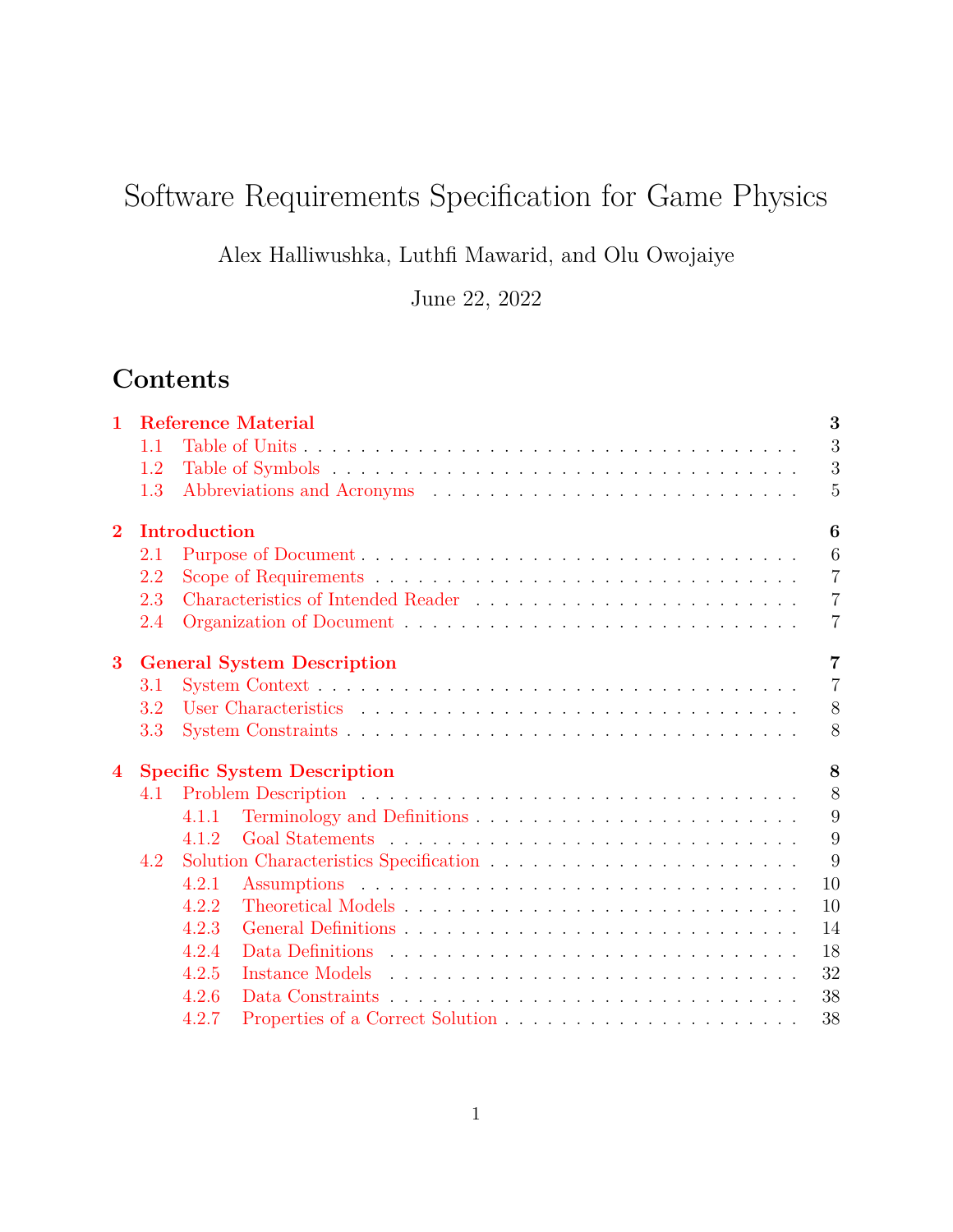# Software Requirements Specification for Game Physics

Alex Halliwushka, Luthfi Mawarid, and Olu Owojaiye

June 22, 2022

## Contents

- **1 Reference Material** — **3**
  - 1.1 Table of Units — 3
  - 1.2 Table of Symbols — 3
  - 1.3 Abbreviations and Acronyms — 5
- **2 Introduction** — **6**
  - 2.1 Purpose of Document — 6
  - 2.2 Scope of Requirements — 7
  - 2.3 Characteristics of Intended Reader — 7
  - 2.4 Organization of Document — 7
- **3 General System Description** — **7**
  - 3.1 System Context — 7
  - 3.2 User Characteristics — 8
  - 3.3 System Constraints — 8
- **4 Specific System Description** — **8**
  - 4.1 Problem Description — 8
    - 4.1.1 Terminology and Definitions — 9
    - 4.1.2 Goal Statements — 9
  - 4.2 Solution Characteristics Specification — 9
    - 4.2.1 Assumptions — 10
    - 4.2.2 Theoretical Models — 10
    - 4.2.3 General Definitions — 14
    - 4.2.4 Data Definitions — 18
    - 4.2.5 Instance Models — 32
    - 4.2.6 Data Constraints — 38
    - 4.2.7 Properties of a Correct Solution — 38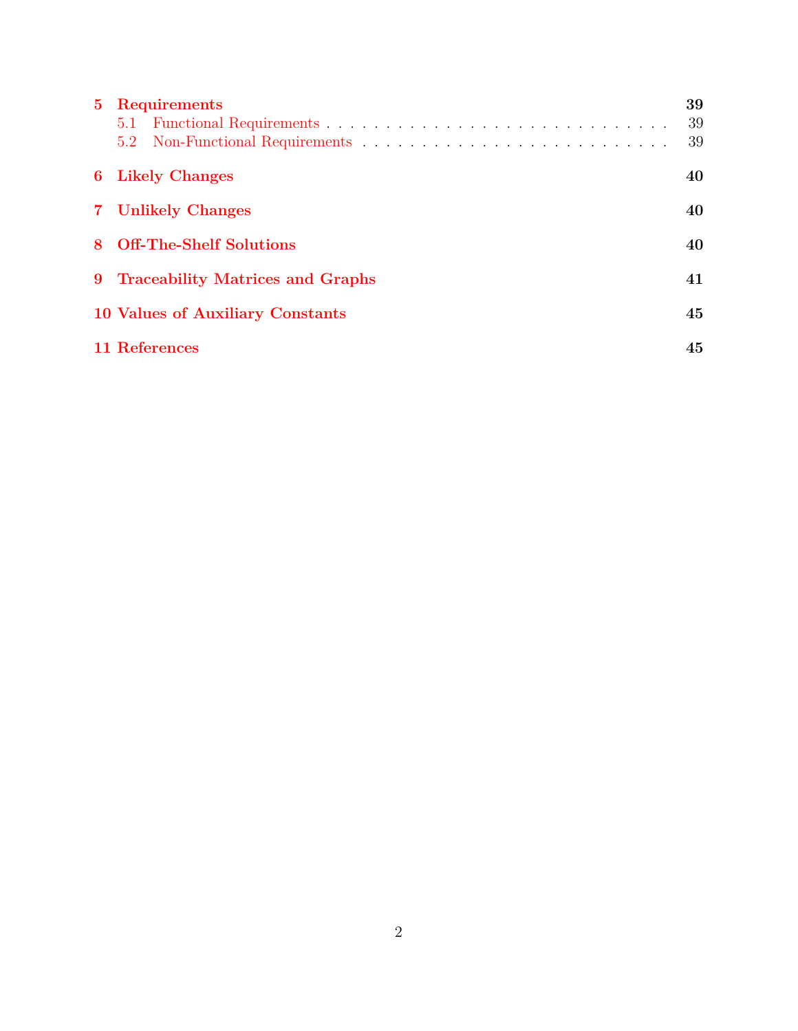5 Requirements 39
  5.1 Functional Requirements . . . . . . . . . . . . . . . . . . . . . . . . . . . . . 39
  5.2 Non-Functional Requirements . . . . . . . . . . . . . . . . . . . . . . . . . . 39

6 Likely Changes 40

7 Unlikely Changes 40

8 Off-The-Shelf Solutions 40

9 Traceability Matrices and Graphs 41

10 Values of Auxiliary Constants 45

11 References 45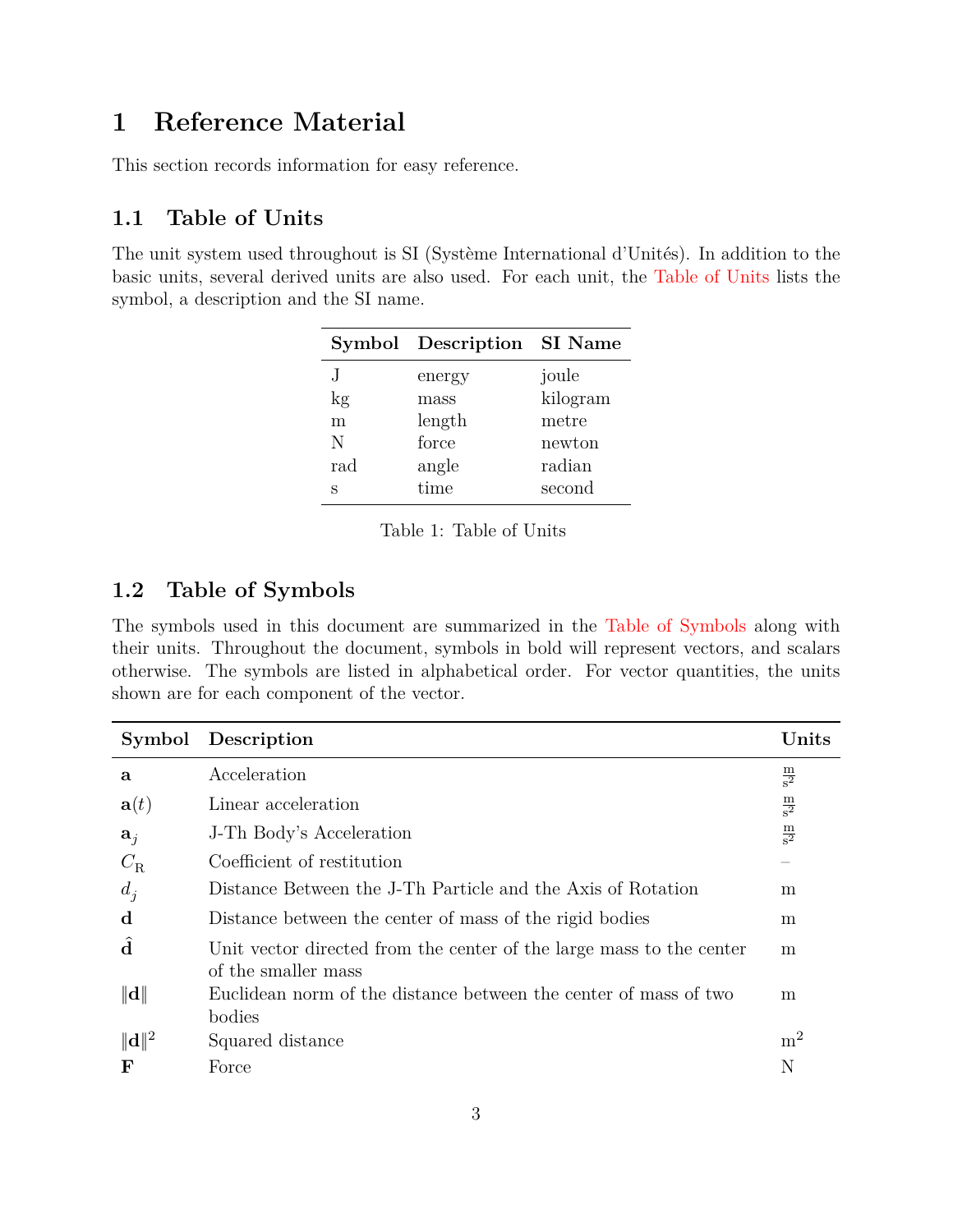# 1 Reference Material

This section records information for easy reference.

## 1.1 Table of Units

The unit system used throughout is SI (Système International d'Unités). In addition to the basic units, several derived units are also used. For each unit, the Table of Units lists the symbol, a description and the SI name.

| Symbol | Description | SI Name |
|---|---|---|
| J | energy | joule |
| kg | mass | kilogram |
| m | length | metre |
| N | force | newton |
| rad | angle | radian |
| s | time | second |

Table 1: Table of Units

## 1.2 Table of Symbols

The symbols used in this document are summarized in the Table of Symbols along with their units. Throughout the document, symbols in bold will represent vectors, and scalars otherwise. The symbols are listed in alphabetical order. For vector quantities, the units shown are for each component of the vector.

| Symbol | Description | Units |
|---|---|---|
| $\mathbf{a}$ | Acceleration | $\frac{\text{m}}{\text{s}^2}$ |
| $\mathbf{a}(t)$ | Linear acceleration | $\frac{\text{m}}{\text{s}^2}$ |
| $\mathbf{a}_j$ | J-Th Body's Acceleration | $\frac{\text{m}}{\text{s}^2}$ |
| $C_\text{R}$ | Coefficient of restitution | – |
| $d_j$ | Distance Between the J-Th Particle and the Axis of Rotation | m |
| $\mathbf{d}$ | Distance between the center of mass of the rigid bodies | m |
| $\hat{\mathbf{d}}$ | Unit vector directed from the center of the large mass to the center of the smaller mass | m |
| $\|\mathbf{d}\|$ | Euclidean norm of the distance between the center of mass of two bodies | m |
| $\|\mathbf{d}\|^2$ | Squared distance | $\text{m}^2$ |
| $\mathbf{F}$ | Force | N |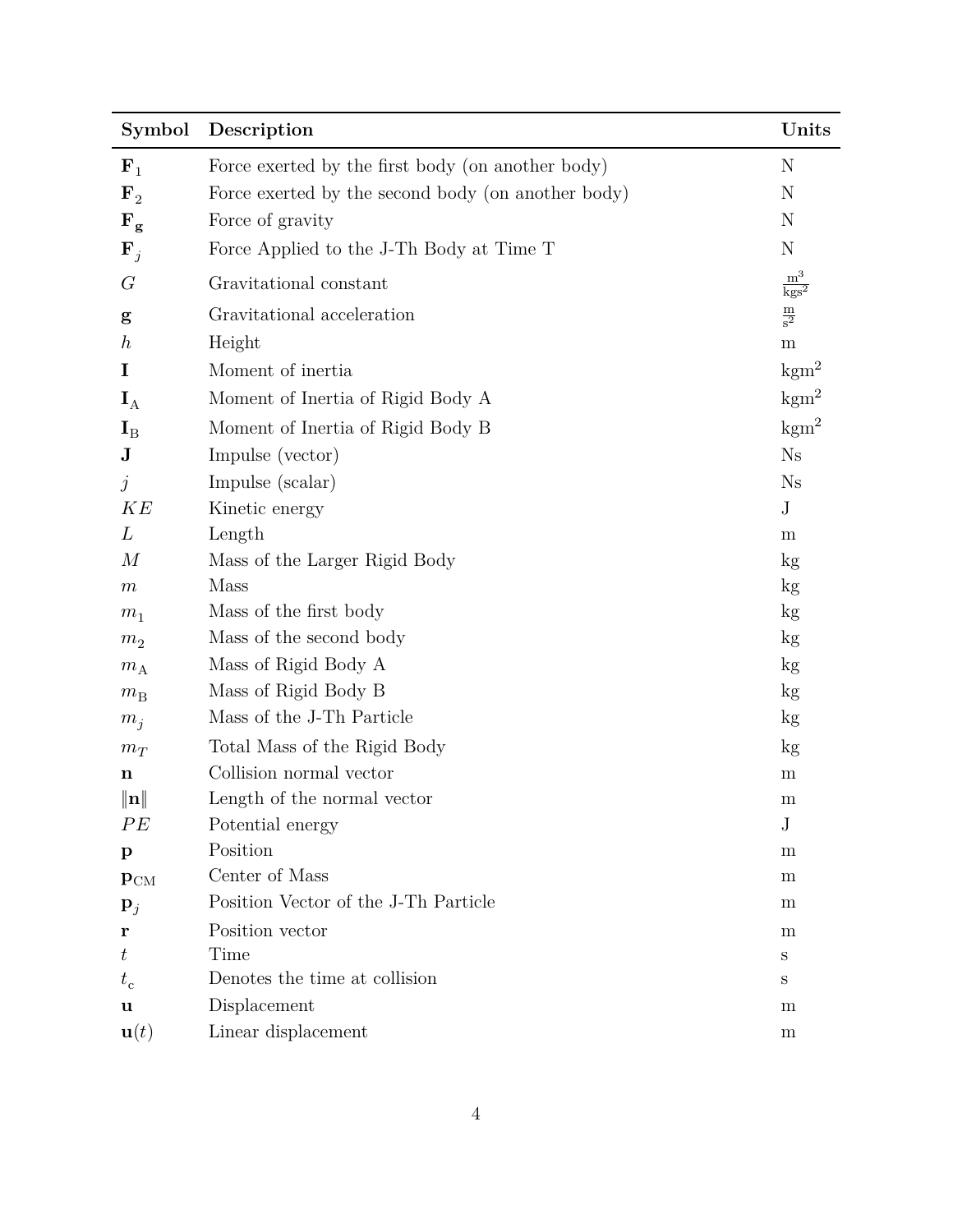| Symbol | Description | Units |
|---|---|---|
| $\mathbf{F}_1$ | Force exerted by the first body (on another body) | N |
| $\mathbf{F}_2$ | Force exerted by the second body (on another body) | N |
| $\mathbf{F_g}$ | Force of gravity | N |
| $\mathbf{F}_j$ | Force Applied to the J-Th Body at Time T | N |
| $G$ | Gravitational constant | $\frac{\text{m}^3}{\text{kgs}^2}$ |
| $\mathbf{g}$ | Gravitational acceleration | $\frac{\text{m}}{\text{s}^2}$ |
| $h$ | Height | m |
| $\mathbf{I}$ | Moment of inertia | $\text{kgm}^2$ |
| $\mathbf{I}_\text{A}$ | Moment of Inertia of Rigid Body A | $\text{kgm}^2$ |
| $\mathbf{I}_\text{B}$ | Moment of Inertia of Rigid Body B | $\text{kgm}^2$ |
| $\mathbf{J}$ | Impulse (vector) | Ns |
| $j$ | Impulse (scalar) | Ns |
| $KE$ | Kinetic energy | J |
| $L$ | Length | m |
| $M$ | Mass of the Larger Rigid Body | kg |
| $m$ | Mass | kg |
| $m_1$ | Mass of the first body | kg |
| $m_2$ | Mass of the second body | kg |
| $m_\text{A}$ | Mass of Rigid Body A | kg |
| $m_\text{B}$ | Mass of Rigid Body B | kg |
| $m_j$ | Mass of the J-Th Particle | kg |
| $m_T$ | Total Mass of the Rigid Body | kg |
| $\mathbf{n}$ | Collision normal vector | m |
| $\|\mathbf{n}\|$ | Length of the normal vector | m |
| $PE$ | Potential energy | J |
| $\mathbf{p}$ | Position | m |
| $\mathbf{p}_\text{CM}$ | Center of Mass | m |
| $\mathbf{p}_j$ | Position Vector of the J-Th Particle | m |
| $\mathbf{r}$ | Position vector | m |
| $t$ | Time | s |
| $t_\text{c}$ | Denotes the time at collision | s |
| $\mathbf{u}$ | Displacement | m |
| $\mathbf{u}(t)$ | Linear displacement | m |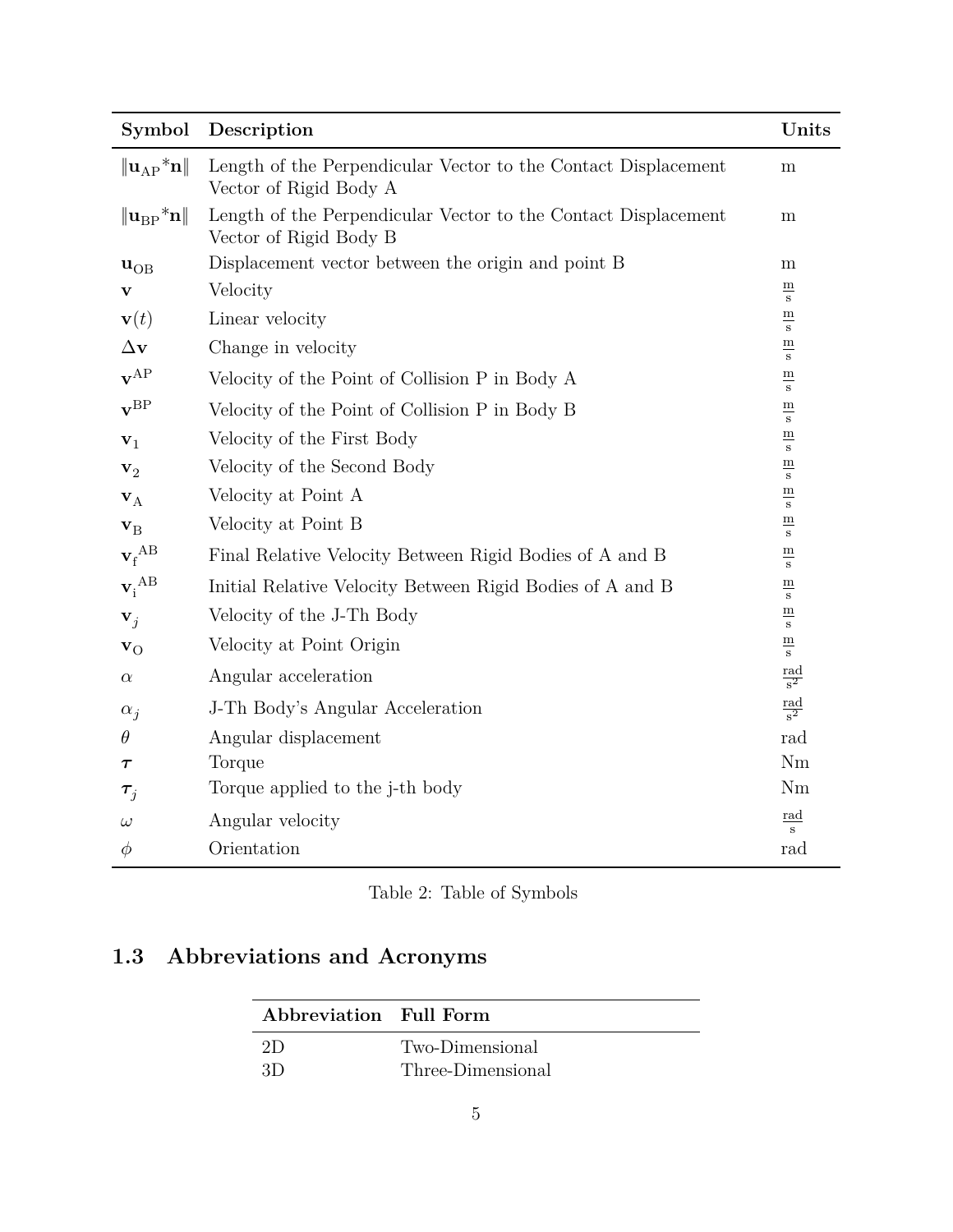| Symbol | Description | Units |
|---|---|---|
| $\lVert \mathbf{u}_{\mathrm{AP}}{}^{*}\mathbf{n} \rVert$ | Length of the Perpendicular Vector to the Contact Displacement Vector of Rigid Body A | m |
| $\lVert \mathbf{u}_{\mathrm{BP}}{}^{*}\mathbf{n} \rVert$ | Length of the Perpendicular Vector to the Contact Displacement Vector of Rigid Body B | m |
| $\mathbf{u}_{\mathrm{OB}}$ | Displacement vector between the origin and point B | m |
| $\mathbf{v}$ | Velocity | $\frac{\mathrm{m}}{\mathrm{s}}$ |
| $\mathbf{v}(t)$ | Linear velocity | $\frac{\mathrm{m}}{\mathrm{s}}$ |
| $\Delta\mathbf{v}$ | Change in velocity | $\frac{\mathrm{m}}{\mathrm{s}}$ |
| $\mathbf{v}^{\mathrm{AP}}$ | Velocity of the Point of Collision P in Body A | $\frac{\mathrm{m}}{\mathrm{s}}$ |
| $\mathbf{v}^{\mathrm{BP}}$ | Velocity of the Point of Collision P in Body B | $\frac{\mathrm{m}}{\mathrm{s}}$ |
| $\mathbf{v}_1$ | Velocity of the First Body | $\frac{\mathrm{m}}{\mathrm{s}}$ |
| $\mathbf{v}_2$ | Velocity of the Second Body | $\frac{\mathrm{m}}{\mathrm{s}}$ |
| $\mathbf{v}_{\mathrm{A}}$ | Velocity at Point A | $\frac{\mathrm{m}}{\mathrm{s}}$ |
| $\mathbf{v}_{\mathrm{B}}$ | Velocity at Point B | $\frac{\mathrm{m}}{\mathrm{s}}$ |
| $\mathbf{v}_{\mathrm{f}}{}^{\mathrm{AB}}$ | Final Relative Velocity Between Rigid Bodies of A and B | $\frac{\mathrm{m}}{\mathrm{s}}$ |
| $\mathbf{v}_{\mathrm{i}}{}^{\mathrm{AB}}$ | Initial Relative Velocity Between Rigid Bodies of A and B | $\frac{\mathrm{m}}{\mathrm{s}}$ |
| $\mathbf{v}_j$ | Velocity of the J-Th Body | $\frac{\mathrm{m}}{\mathrm{s}}$ |
| $\mathbf{v}_{\mathrm{O}}$ | Velocity at Point Origin | $\frac{\mathrm{m}}{\mathrm{s}}$ |
| $\alpha$ | Angular acceleration | $\frac{\mathrm{rad}}{\mathrm{s}^2}$ |
| $\alpha_j$ | J-Th Body's Angular Acceleration | $\frac{\mathrm{rad}}{\mathrm{s}^2}$ |
| $\theta$ | Angular displacement | rad |
| $\boldsymbol{\tau}$ | Torque | Nm |
| $\boldsymbol{\tau}_j$ | Torque applied to the j-th body | Nm |
| $\omega$ | Angular velocity | $\frac{\mathrm{rad}}{\mathrm{s}}$ |
| $\phi$ | Orientation | rad |

Table 2: Table of Symbols

## 1.3 Abbreviations and Acronyms

| Abbreviation | Full Form |
|---|---|
| 2D | Two-Dimensional |
| 3D | Three-Dimensional |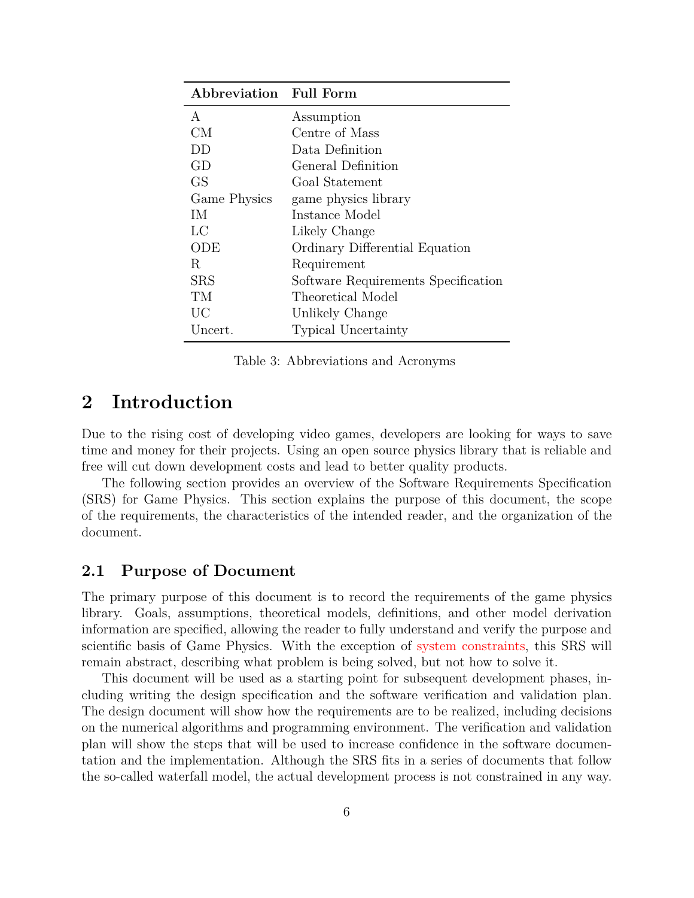| Abbreviation | Full Form |
| --- | --- |
| A | Assumption |
| CM | Centre of Mass |
| DD | Data Definition |
| GD | General Definition |
| GS | Goal Statement |
| Game Physics | game physics library |
| IM | Instance Model |
| LC | Likely Change |
| ODE | Ordinary Differential Equation |
| R | Requirement |
| SRS | Software Requirements Specification |
| TM | Theoretical Model |
| UC | Unlikely Change |
| Uncert. | Typical Uncertainty |

Table 3: Abbreviations and Acronyms

# 2 Introduction

Due to the rising cost of developing video games, developers are looking for ways to save time and money for their projects. Using an open source physics library that is reliable and free will cut down development costs and lead to better quality products.

The following section provides an overview of the Software Requirements Specification (SRS) for Game Physics. This section explains the purpose of this document, the scope of the requirements, the characteristics of the intended reader, and the organization of the document.

## 2.1 Purpose of Document

The primary purpose of this document is to record the requirements of the game physics library. Goals, assumptions, theoretical models, definitions, and other model derivation information are specified, allowing the reader to fully understand and verify the purpose and scientific basis of Game Physics. With the exception of system constraints, this SRS will remain abstract, describing what problem is being solved, but not how to solve it.

This document will be used as a starting point for subsequent development phases, including writing the design specification and the software verification and validation plan. The design document will show how the requirements are to be realized, including decisions on the numerical algorithms and programming environment. The verification and validation plan will show the steps that will be used to increase confidence in the software documentation and the implementation. Although the SRS fits in a series of documents that follow the so-called waterfall model, the actual development process is not constrained in any way.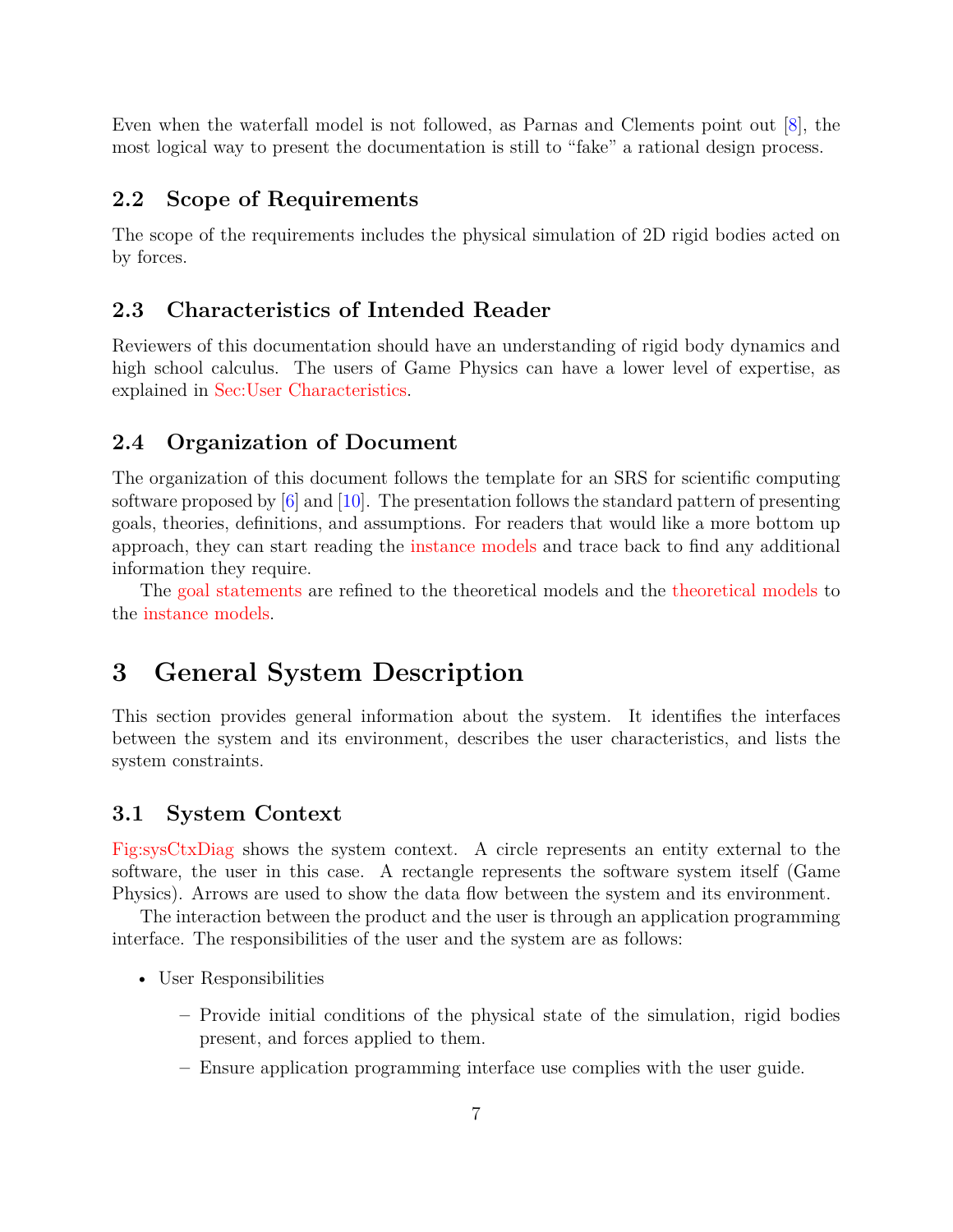Even when the waterfall model is not followed, as Parnas and Clements point out [8], the most logical way to present the documentation is still to “fake” a rational design process.

## 2.2 Scope of Requirements

The scope of the requirements includes the physical simulation of 2D rigid bodies acted on by forces.

## 2.3 Characteristics of Intended Reader

Reviewers of this documentation should have an understanding of rigid body dynamics and high school calculus. The users of Game Physics can have a lower level of expertise, as explained in Sec:User Characteristics.

## 2.4 Organization of Document

The organization of this document follows the template for an SRS for scientific computing software proposed by [6] and [10]. The presentation follows the standard pattern of presenting goals, theories, definitions, and assumptions. For readers that would like a more bottom up approach, they can start reading the instance models and trace back to find any additional information they require.

The goal statements are refined to the theoretical models and the theoretical models to the instance models.

# 3 General System Description

This section provides general information about the system. It identifies the interfaces between the system and its environment, describes the user characteristics, and lists the system constraints.

## 3.1 System Context

Fig:sysCtxDiag shows the system context. A circle represents an entity external to the software, the user in this case. A rectangle represents the software system itself (Game Physics). Arrows are used to show the data flow between the system and its environment.

The interaction between the product and the user is through an application programming interface. The responsibilities of the user and the system are as follows:

- User Responsibilities
  - Provide initial conditions of the physical state of the simulation, rigid bodies present, and forces applied to them.
  - Ensure application programming interface use complies with the user guide.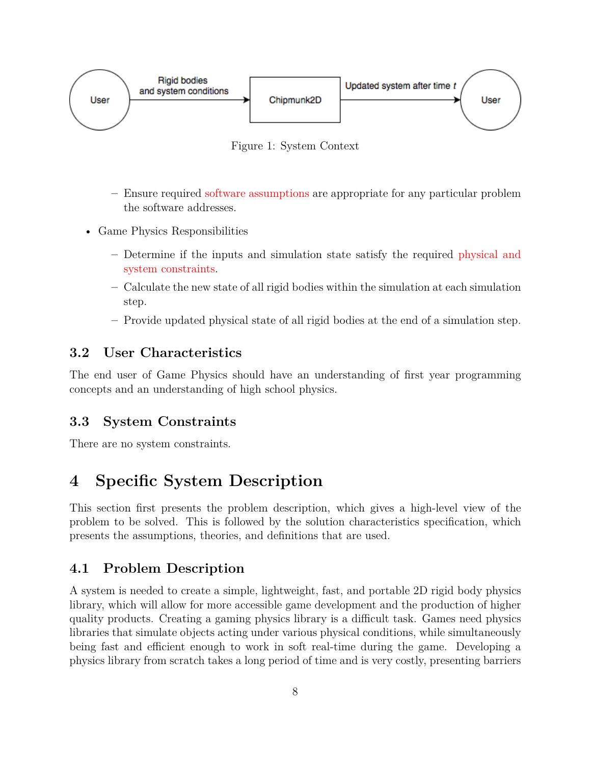Figure 1: System Context

- Ensure required software assumptions are appropriate for any particular problem the software addresses.

- Game Physics Responsibilities
  - Determine if the inputs and simulation state satisfy the required physical and system constraints.
  - Calculate the new state of all rigid bodies within the simulation at each simulation step.
  - Provide updated physical state of all rigid bodies at the end of a simulation step.

### 3.2 User Characteristics

The end user of Game Physics should have an understanding of first year programming concepts and an understanding of high school physics.

### 3.3 System Constraints

There are no system constraints.

## 4 Specific System Description

This section first presents the problem description, which gives a high-level view of the problem to be solved. This is followed by the solution characteristics specification, which presents the assumptions, theories, and definitions that are used.

### 4.1 Problem Description

A system is needed to create a simple, lightweight, fast, and portable 2D rigid body physics library, which will allow for more accessible game development and the production of higher quality products. Creating a gaming physics library is a difficult task. Games need physics libraries that simulate objects acting under various physical conditions, while simultaneously being fast and efficient enough to work in soft real-time during the game. Developing a physics library from scratch takes a long period of time and is very costly, presenting barriers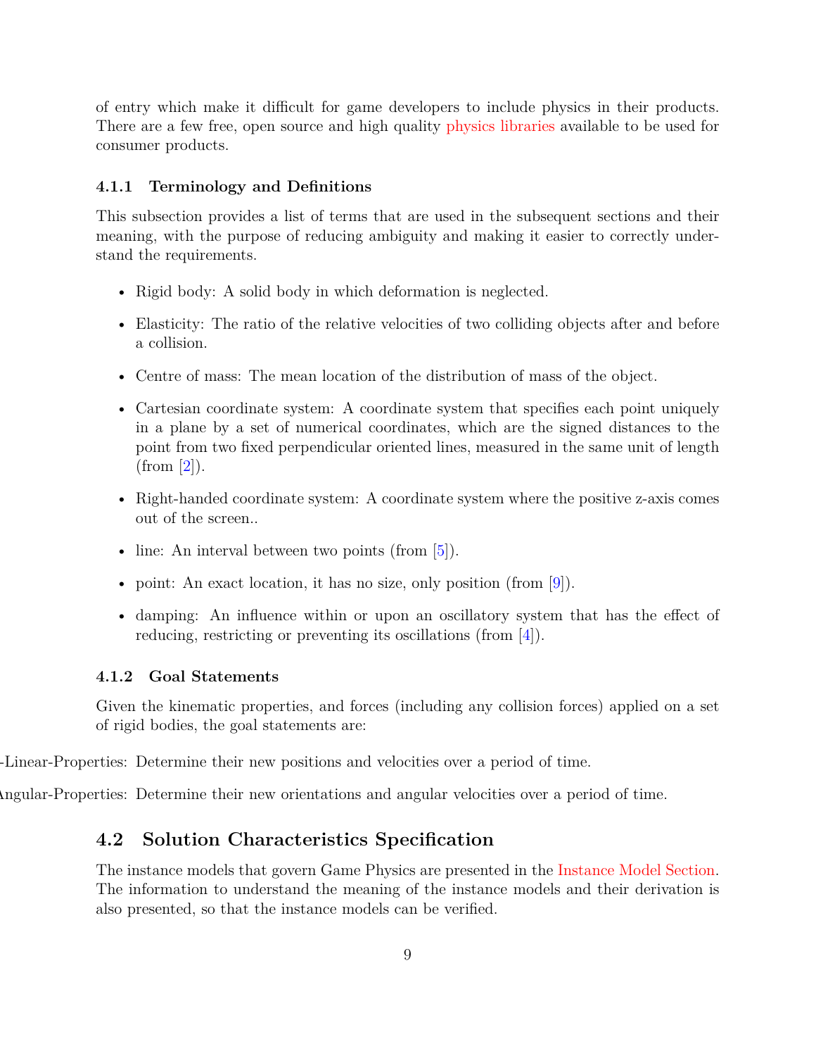of entry which make it difficult for game developers to include physics in their products. There are a few free, open source and high quality physics libraries available to be used for consumer products.

### 4.1.1 Terminology and Definitions

This subsection provides a list of terms that are used in the subsequent sections and their meaning, with the purpose of reducing ambiguity and making it easier to correctly understand the requirements.

- Rigid body: A solid body in which deformation is neglected.
- Elasticity: The ratio of the relative velocities of two colliding objects after and before a collision.
- Centre of mass: The mean location of the distribution of mass of the object.
- Cartesian coordinate system: A coordinate system that specifies each point uniquely in a plane by a set of numerical coordinates, which are the signed distances to the point from two fixed perpendicular oriented lines, measured in the same unit of length (from [2]).
- Right-handed coordinate system: A coordinate system where the positive z-axis comes out of the screen..
- line: An interval between two points (from [5]).
- point: An exact location, it has no size, only position (from [9]).
- damping: An influence within or upon an oscillatory system that has the effect of reducing, restricting or preventing its oscillations (from [4]).

### 4.1.2 Goal Statements

Given the kinematic properties, and forces (including any collision forces) applied on a set of rigid bodies, the goal statements are:

-Linear-Properties: Determine their new positions and velocities over a period of time.

Angular-Properties: Determine their new orientations and angular velocities over a period of time.

## 4.2 Solution Characteristics Specification

The instance models that govern Game Physics are presented in the Instance Model Section. The information to understand the meaning of the instance models and their derivation is also presented, so that the instance models can be verified.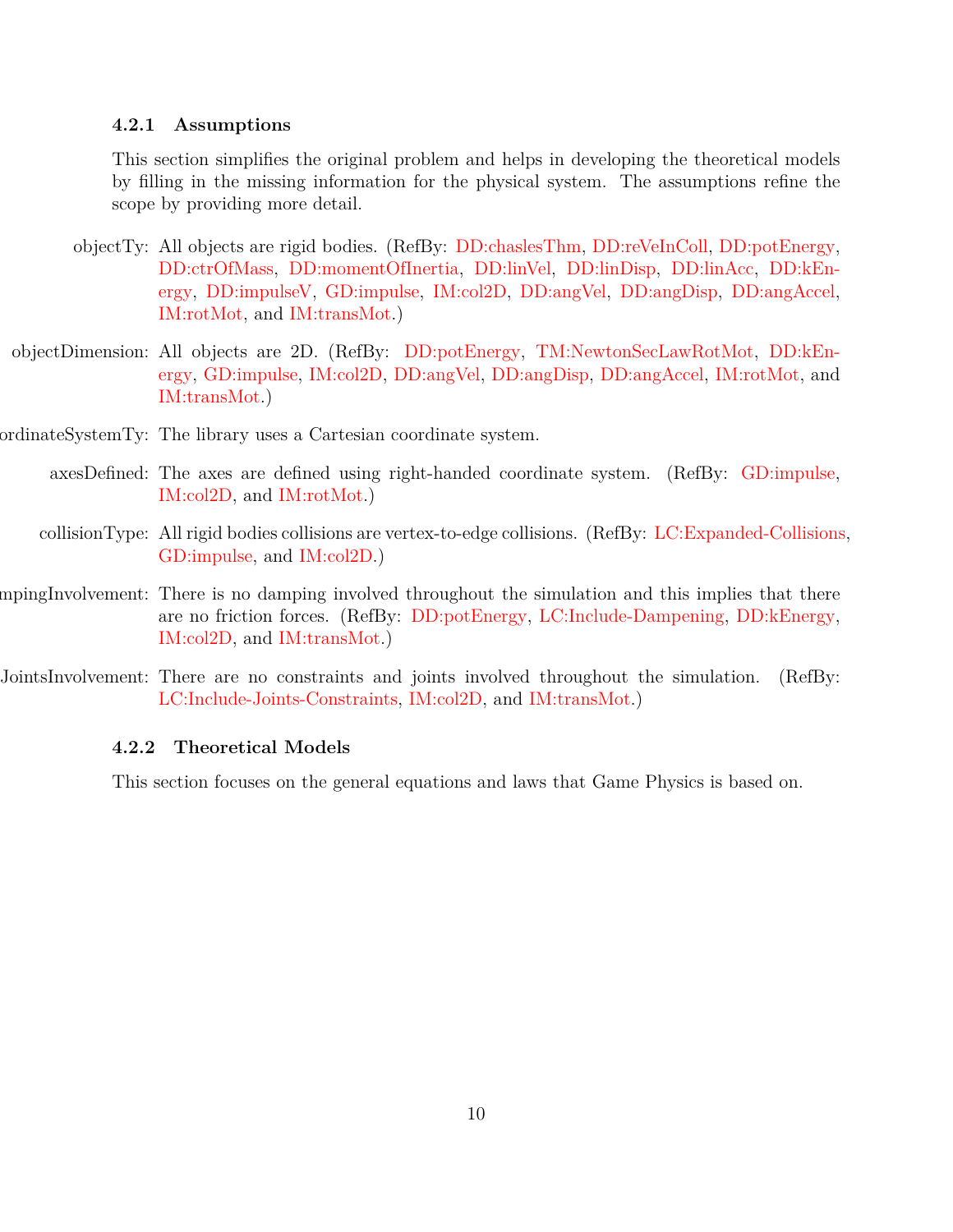### 4.2.1 Assumptions

This section simplifies the original problem and helps in developing the theoretical models by filling in the missing information for the physical system. The assumptions refine the scope by providing more detail.

objectTy: All objects are rigid bodies. (RefBy: DD:chaslesThm, DD:reVeInColl, DD:potEnergy, DD:ctrOfMass, DD:momentOfInertia, DD:linVel, DD:linDisp, DD:linAcc, DD:kEnergy, DD:impulseV, GD:impulse, IM:col2D, DD:angVel, DD:angDisp, DD:angAccel, IM:rotMot, and IM:transMot.)

objectDimension: All objects are 2D. (RefBy: DD:potEnergy, TM:NewtonSecLawRotMot, DD:kEnergy, GD:impulse, IM:col2D, DD:angVel, DD:angDisp, DD:angAccel, IM:rotMot, and IM:transMot.)

ordinateSystemTy: The library uses a Cartesian coordinate system.

axesDefined: The axes are defined using right-handed coordinate system. (RefBy: GD:impulse, IM:col2D, and IM:rotMot.)

collisionType: All rigid bodies collisions are vertex-to-edge collisions. (RefBy: LC:Expanded-Collisions, GD:impulse, and IM:col2D.)

mpingInvolvement: There is no damping involved throughout the simulation and this implies that there are no friction forces. (RefBy: DD:potEnergy, LC:Include-Dampening, DD:kEnergy, IM:col2D, and IM:transMot.)

JointsInvolvement: There are no constraints and joints involved throughout the simulation. (RefBy: LC:Include-Joints-Constraints, IM:col2D, and IM:transMot.)

### 4.2.2 Theoretical Models

This section focuses on the general equations and laws that Game Physics is based on.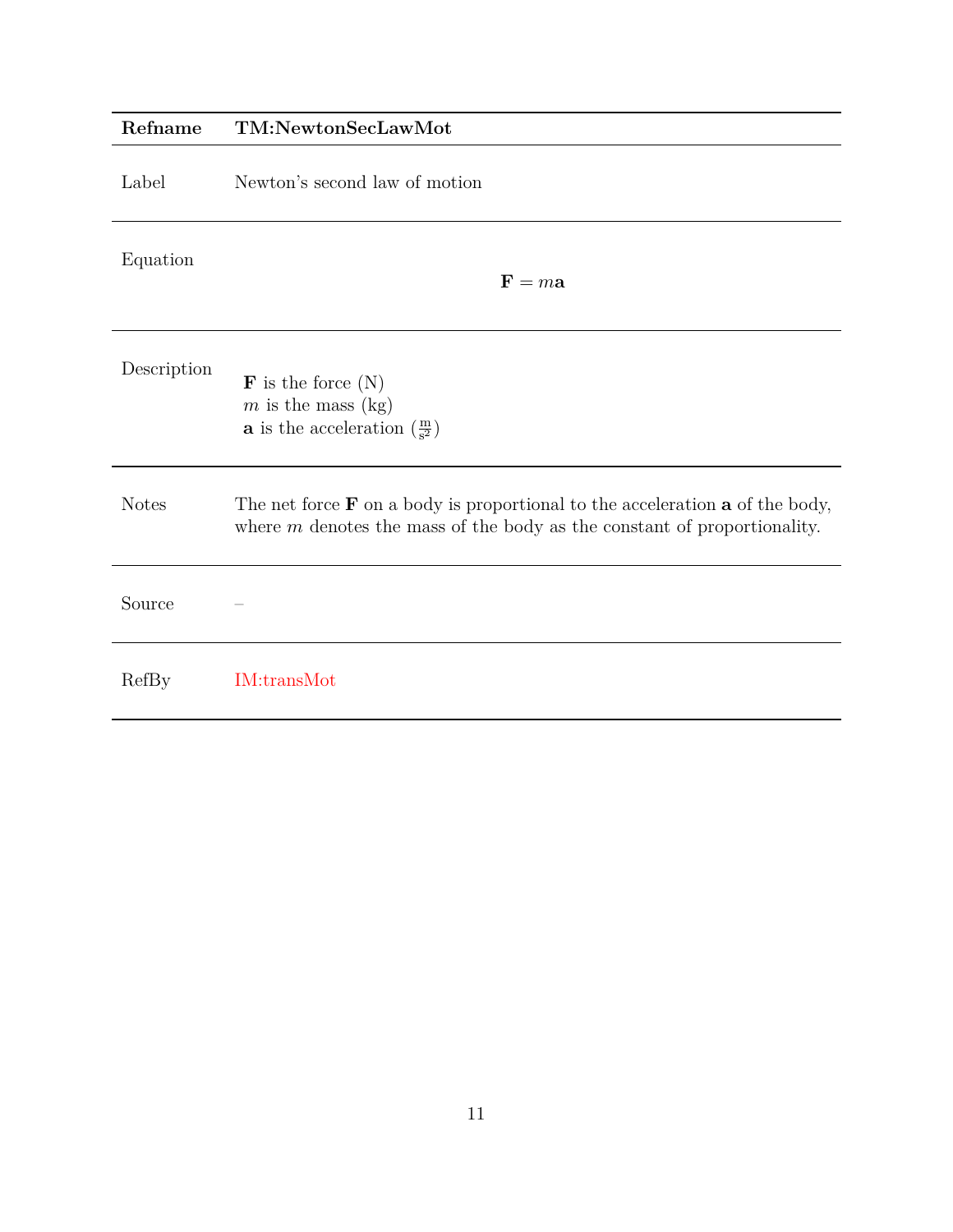| Refname | TM:NewtonSecLawMot |
|---|---|
| Label | Newton's second law of motion |
| Equation | $$\mathbf{F} = m\mathbf{a}$$ |
| Description | $\mathbf{F}$ is the force (N)<br>$m$ is the mass (kg)<br>$\mathbf{a}$ is the acceleration ($\frac{\text{m}}{\text{s}^2}$) |
| Notes | The net force $\mathbf{F}$ on a body is proportional to the acceleration $\mathbf{a}$ of the body, where $m$ denotes the mass of the body as the constant of proportionality. |
| Source | – |
| RefBy | IM:transMot |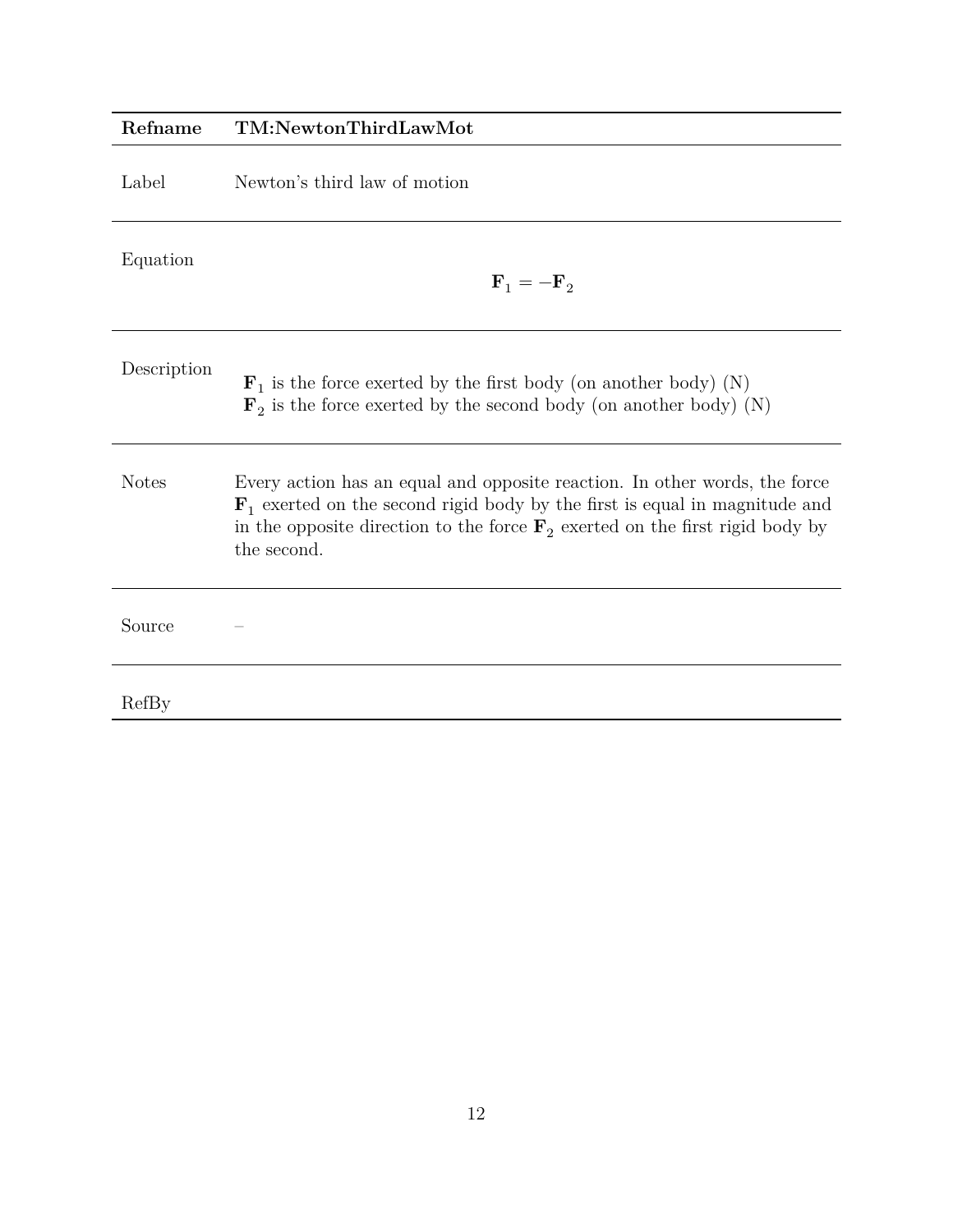| Refname | TM:NewtonThirdLawMot |
|---|---|
| Label | Newton's third law of motion |
| Equation | $$\mathbf{F}_1 = -\mathbf{F}_2$$ |
| Description | $\mathbf{F}_1$ is the force exerted by the first body (on another body) (N) <br> $\mathbf{F}_2$ is the force exerted by the second body (on another body) (N) |
| Notes | Every action has an equal and opposite reaction. In other words, the force $\mathbf{F}_1$ exerted on the second rigid body by the first is equal in magnitude and in the opposite direction to the force $\mathbf{F}_2$ exerted on the first rigid body by the second. |
| Source | – |
| RefBy | |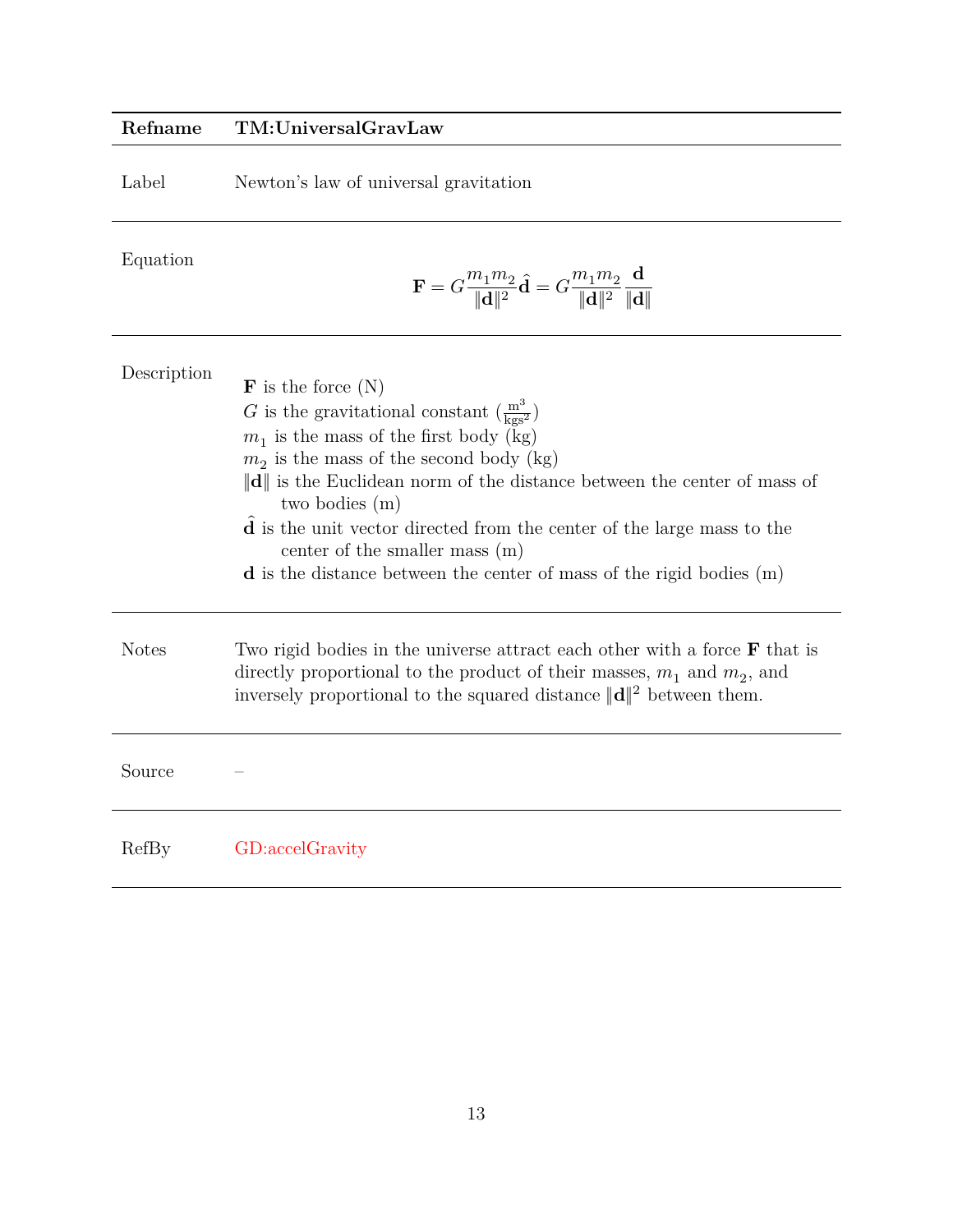| Refname | TM:UniversalGravLaw |
| --- | --- |
| Label | Newton's law of universal gravitation |
| Equation | $$\mathbf{F} = G\frac{m_1 m_2}{\|\mathbf{d}\|^2}\hat{\mathbf{d}} = G\frac{m_1 m_2}{\|\mathbf{d}\|^2}\frac{\mathbf{d}}{\|\mathbf{d}\|}$$ |
| Description | $\mathbf{F}$ is the force (N)<br>$G$ is the gravitational constant ($\frac{\text{m}^3}{\text{kgs}^2}$)<br>$m_1$ is the mass of the first body (kg)<br>$m_2$ is the mass of the second body (kg)<br>$\|\mathbf{d}\|$ is the Euclidean norm of the distance between the center of mass of two bodies (m)<br>$\hat{\mathbf{d}}$ is the unit vector directed from the center of the large mass to the center of the smaller mass (m)<br>$\mathbf{d}$ is the distance between the center of mass of the rigid bodies (m) |
| Notes | Two rigid bodies in the universe attract each other with a force $\mathbf{F}$ that is directly proportional to the product of their masses, $m_1$ and $m_2$, and inversely proportional to the squared distance $\|\mathbf{d}\|^2$ between them. |
| Source | – |
| RefBy | GD:accelGravity |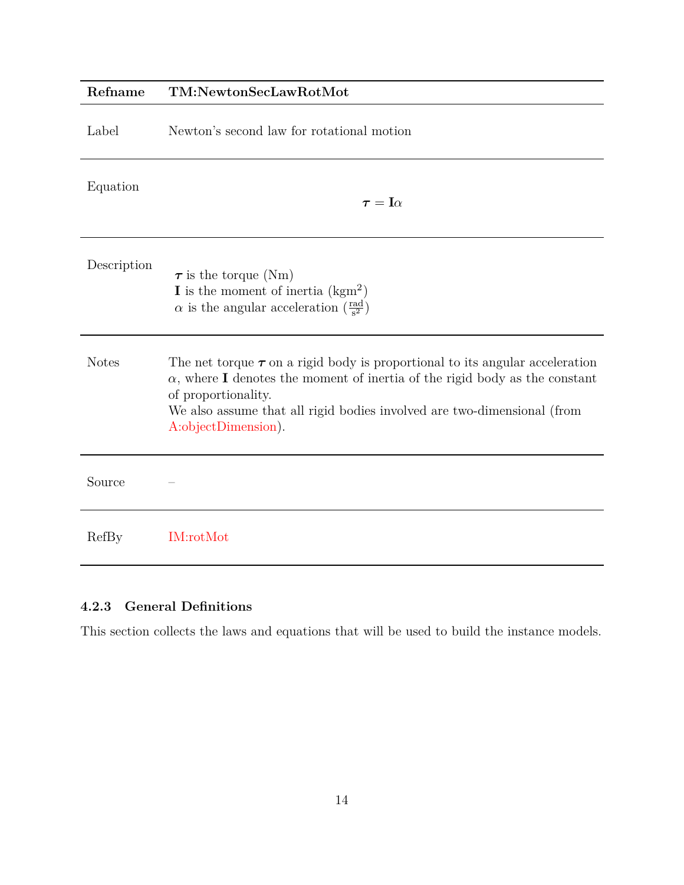| Refname | TM:NewtonSecLawRotMot |
|---|---|
| Label | Newton's second law for rotational motion |
| Equation | $$\boldsymbol{\tau} = \mathbf{I}\alpha$$ |
| Description | $\boldsymbol{\tau}$ is the torque (Nm)<br>$\mathbf{I}$ is the moment of inertia ($\text{kgm}^2$)<br>$\alpha$ is the angular acceleration ($\frac{\text{rad}}{\text{s}^2}$) |
| Notes | The net torque $\boldsymbol{\tau}$ on a rigid body is proportional to its angular acceleration $\alpha$, where $\mathbf{I}$ denotes the moment of inertia of the rigid body as the constant of proportionality.<br>We also assume that all rigid bodies involved are two-dimensional (from A:objectDimension). |
| Source | – |
| RefBy | IM:rotMot |

### 4.2.3 General Definitions

This section collects the laws and equations that will be used to build the instance models.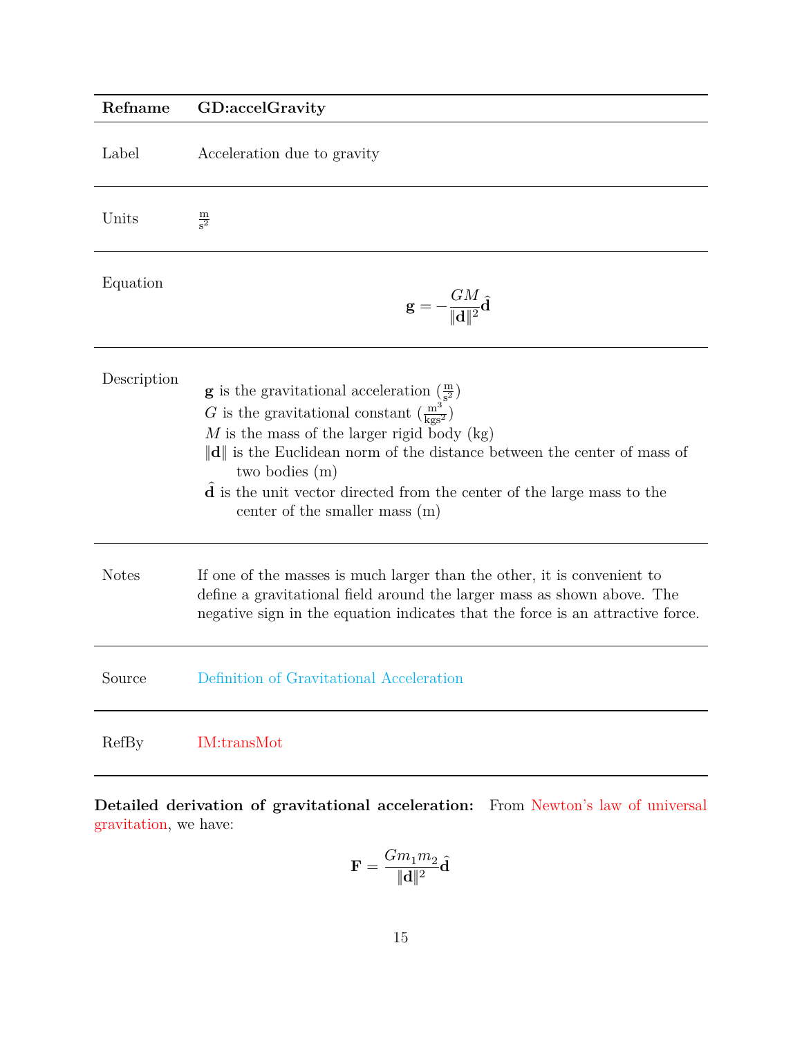| Refname | GD:accelGravity |
|---|---|
| Label | Acceleration due to gravity |
| Units | $\frac{\text{m}}{\text{s}^2}$ |
| Equation | $$\mathbf{g} = -\frac{GM}{\|\mathbf{d}\|^2}\hat{\mathbf{d}}$$ |
| Description | $\mathbf{g}$ is the gravitational acceleration ($\frac{\text{m}}{\text{s}^2}$)<br>$G$ is the gravitational constant ($\frac{\text{m}^3}{\text{kgs}^2}$)<br>$M$ is the mass of the larger rigid body (kg)<br>$\|\mathbf{d}\|$ is the Euclidean norm of the distance between the center of mass of two bodies (m)<br>$\hat{\mathbf{d}}$ is the unit vector directed from the center of the large mass to the center of the smaller mass (m) |
| Notes | If one of the masses is much larger than the other, it is convenient to define a gravitational field around the larger mass as shown above. The negative sign in the equation indicates that the force is an attractive force. |
| Source | Definition of Gravitational Acceleration |
| RefBy | IM:transMot |

**Detailed derivation of gravitational acceleration:** From Newton's law of universal gravitation, we have:

$$\mathbf{F} = \frac{Gm_1m_2}{\|\mathbf{d}\|^2}\hat{\mathbf{d}}$$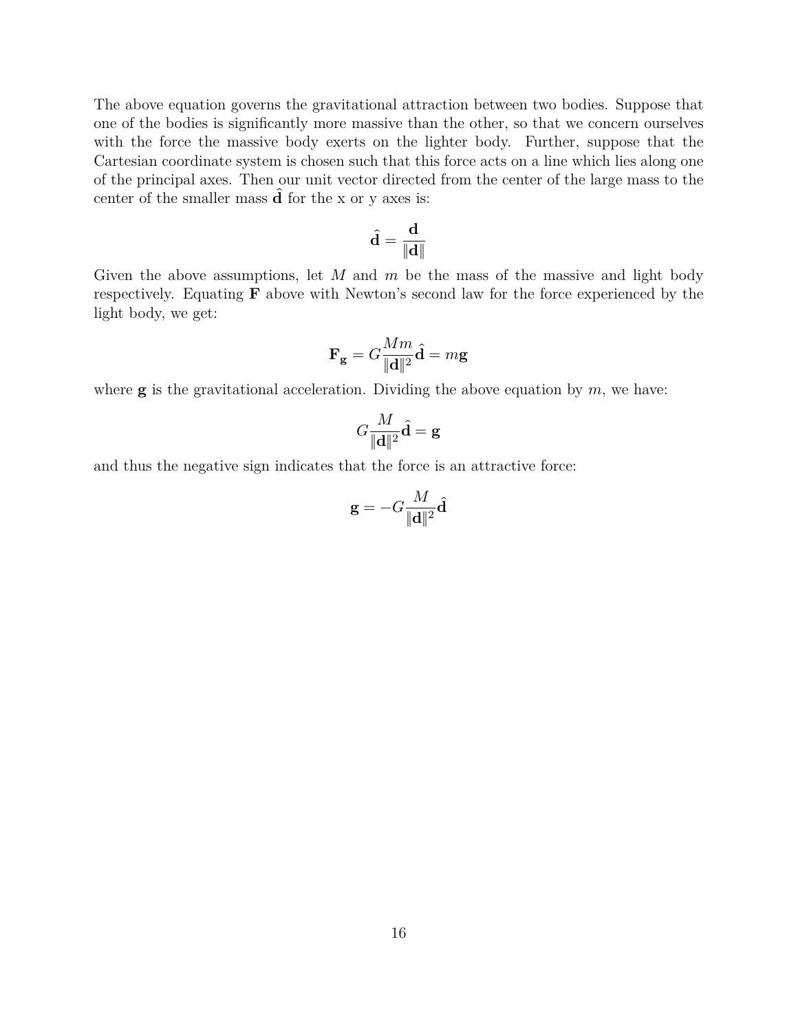The above equation governs the gravitational attraction between two bodies. Suppose that one of the bodies is significantly more massive than the other, so that we concern ourselves with the force the massive body exerts on the lighter body. Further, suppose that the Cartesian coordinate system is chosen such that this force acts on a line which lies along one of the principal axes. Then our unit vector directed from the center of the large mass to the center of the smaller mass $\hat{\mathbf{d}}$ for the x or y axes is:

$$\hat{\mathbf{d}} = \frac{\mathbf{d}}{\|\mathbf{d}\|}$$

Given the above assumptions, let $M$ and $m$ be the mass of the massive and light body respectively. Equating $\mathbf{F}$ above with Newton's second law for the force experienced by the light body, we get:

$$\mathbf{F_g} = G\frac{Mm}{\|\mathbf{d}\|^2}\hat{\mathbf{d}} = m\mathbf{g}$$

where $\mathbf{g}$ is the gravitational acceleration. Dividing the above equation by $m$, we have:

$$G\frac{M}{\|\mathbf{d}\|^2}\hat{\mathbf{d}} = \mathbf{g}$$

and thus the negative sign indicates that the force is an attractive force:

$$\mathbf{g} = -G\frac{M}{\|\mathbf{d}\|^2}\hat{\mathbf{d}}$$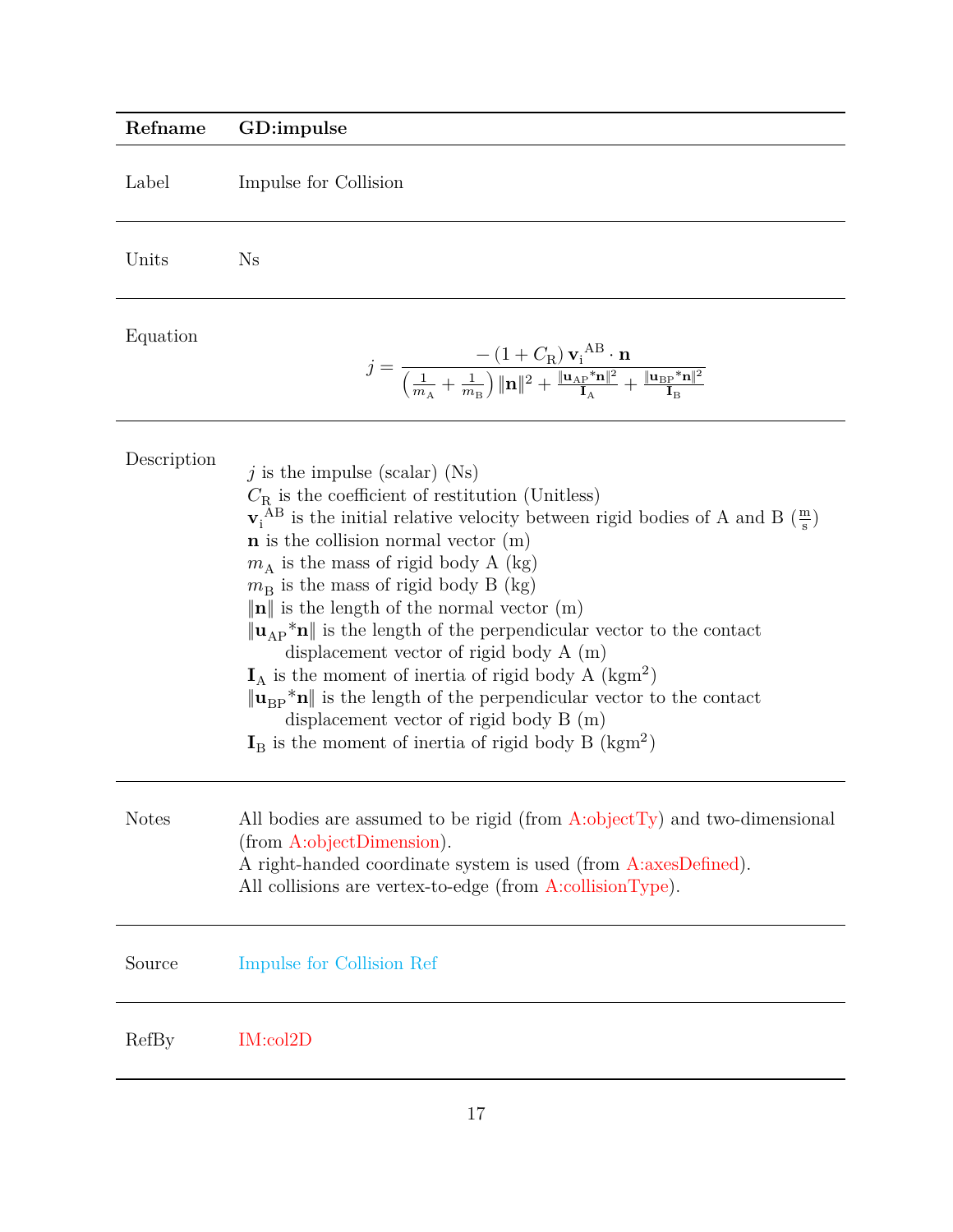| Refname | GD:impulse |
| --- | --- |
| Label | Impulse for Collision |
| Units | Ns |
| Equation | $$j=\frac{-\left(1+C_{\text{R}}\right)\mathbf{v}_{\text{i}}{}^{\text{AB}}\cdot\mathbf{n}}{\left(\frac{1}{m_{\text{A}}}+\frac{1}{m_{\text{B}}}\right)\|\mathbf{n}\|^{2}+\frac{\|\mathbf{u}_{\text{AP}}{}^{*}\mathbf{n}\|^{2}}{\mathbf{I}_{\text{A}}}+\frac{\|\mathbf{u}_{\text{BP}}{}^{*}\mathbf{n}\|^{2}}{\mathbf{I}_{\text{B}}}}$$ |
| Description | $j$ is the impulse (scalar) (Ns)<br>$C_{\text{R}}$ is the coefficient of restitution (Unitless)<br>$\mathbf{v}_{\text{i}}{}^{\text{AB}}$ is the initial relative velocity between rigid bodies of A and B ($\frac{\text{m}}{\text{s}}$)<br>$\mathbf{n}$ is the collision normal vector (m)<br>$m_{\text{A}}$ is the mass of rigid body A (kg)<br>$m_{\text{B}}$ is the mass of rigid body B (kg)<br>$\|\mathbf{n}\|$ is the length of the normal vector (m)<br>$\|\mathbf{u}_{\text{AP}}{}^{*}\mathbf{n}\|$ is the length of the perpendicular vector to the contact displacement vector of rigid body A (m)<br>$\mathbf{I}_{\text{A}}$ is the moment of inertia of rigid body A ($\text{kgm}^2$)<br>$\|\mathbf{u}_{\text{BP}}{}^{*}\mathbf{n}\|$ is the length of the perpendicular vector to the contact displacement vector of rigid body B (m)<br>$\mathbf{I}_{\text{B}}$ is the moment of inertia of rigid body B ($\text{kgm}^2$) |
| Notes | All bodies are assumed to be rigid (from A:objectTy) and two-dimensional (from A:objectDimension).<br>A right-handed coordinate system is used (from A:axesDefined).<br>All collisions are vertex-to-edge (from A:collisionType). |
| Source | Impulse for Collision Ref |
| RefBy | IM:col2D |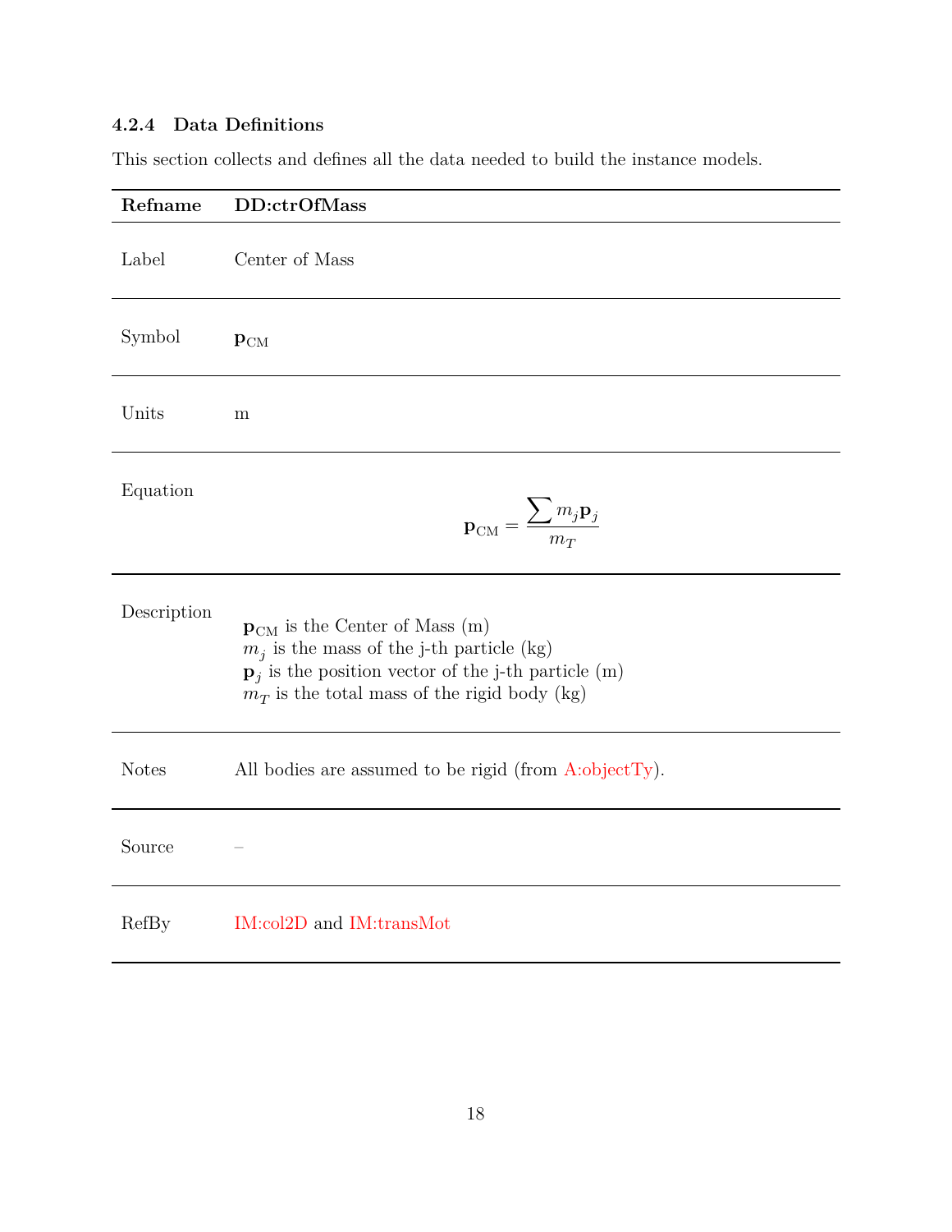### 4.2.4 Data Definitions

This section collects and defines all the data needed to build the instance models.

| **Refname** | **DD:ctrOfMass** |
| --- | --- |
| Label | Center of Mass |
| Symbol | $\mathbf{p}_{\text{CM}}$ |
| Units | m |
| Equation | $$\mathbf{p}_{\text{CM}} = \frac{\sum m_j \mathbf{p}_j}{m_T}$$ |
| Description | $\mathbf{p}_{\text{CM}}$ is the Center of Mass (m)<br>$m_j$ is the mass of the j-th particle (kg)<br>$\mathbf{p}_j$ is the position vector of the j-th particle (m)<br>$m_T$ is the total mass of the rigid body (kg) |
| Notes | All bodies are assumed to be rigid (from A:objectTy). |
| Source | – |
| RefBy | IM:col2D and IM:transMot |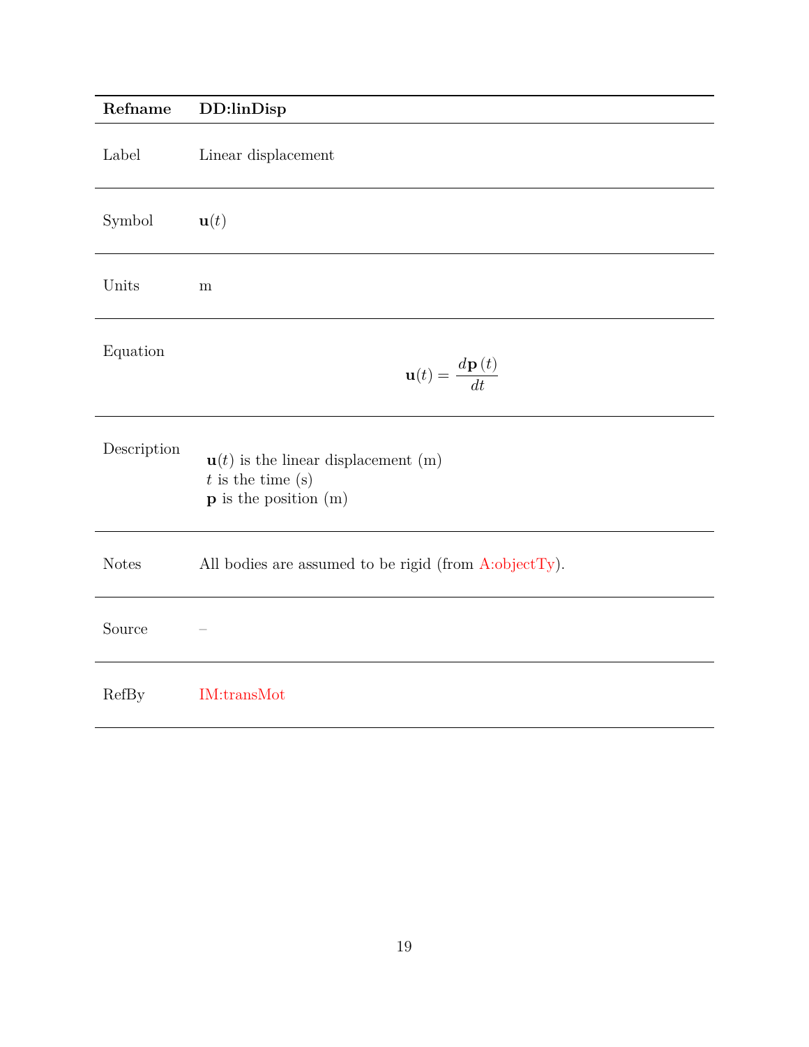| Refname | DD:linDisp |
|---|---|
| Label | Linear displacement |
| Symbol | $\mathbf{u}(t)$ |
| Units | m |
| Equation | $$\mathbf{u}(t) = \frac{d\mathbf{p}\,(t)}{dt}$$ |
| Description | $\mathbf{u}(t)$ is the linear displacement (m)<br>$t$ is the time (s)<br>$\mathbf{p}$ is the position (m) |
| Notes | All bodies are assumed to be rigid (from A:objectTy). |
| Source | – |
| RefBy | IM:transMot |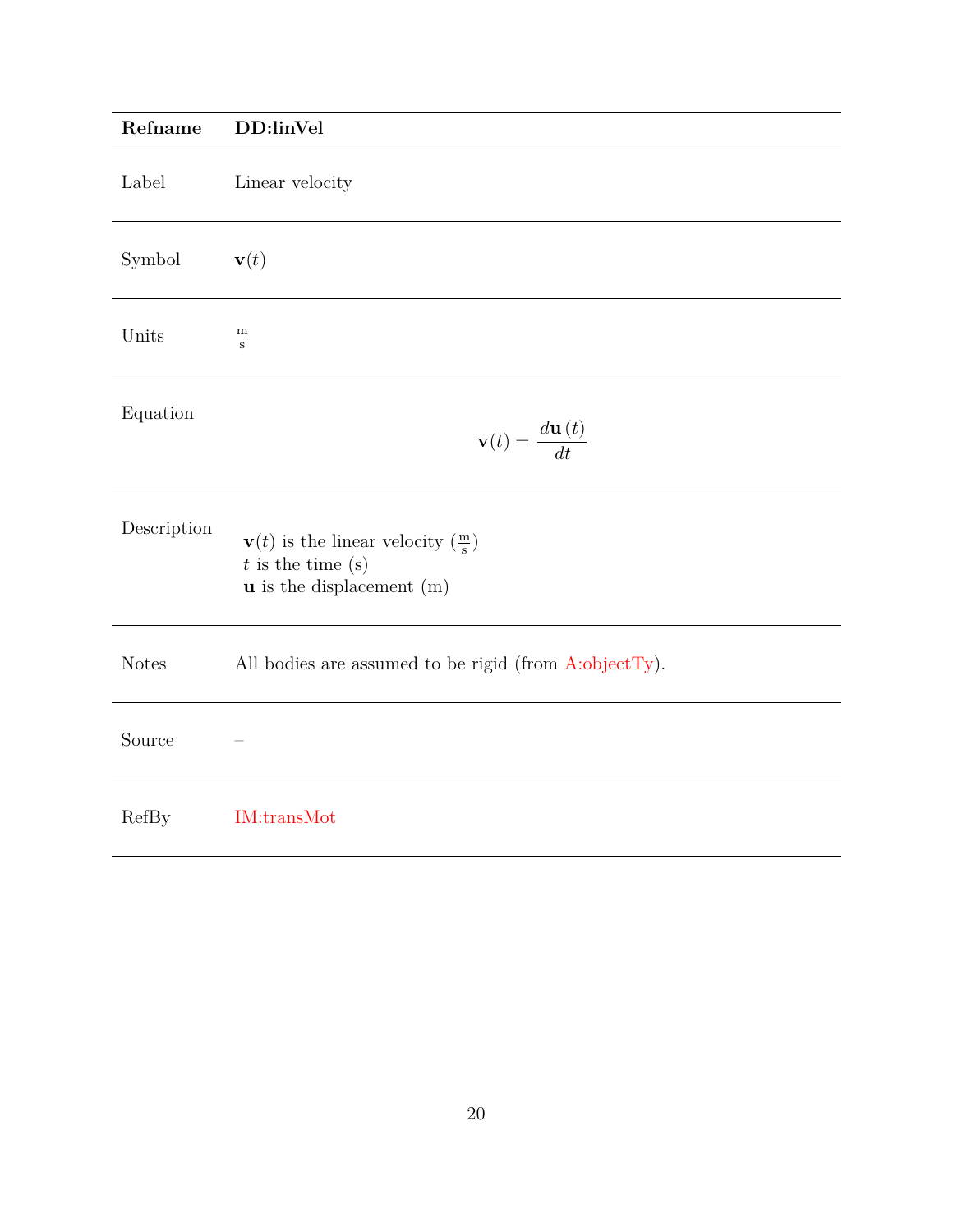| Refname | DD:linVel |
|---|---|
| Label | Linear velocity |
| Symbol | $\mathbf{v}(t)$ |
| Units | $\frac{\text{m}}{\text{s}}$ |
| Equation | $$\mathbf{v}(t) = \frac{d\mathbf{u}\,(t)}{dt}$$ |
| Description | $\mathbf{v}(t)$ is the linear velocity ($\frac{\text{m}}{\text{s}}$)<br>$t$ is the time (s)<br>$\mathbf{u}$ is the displacement (m) |
| Notes | All bodies are assumed to be rigid (from A:objectTy). |
| Source | – |
| RefBy | IM:transMot |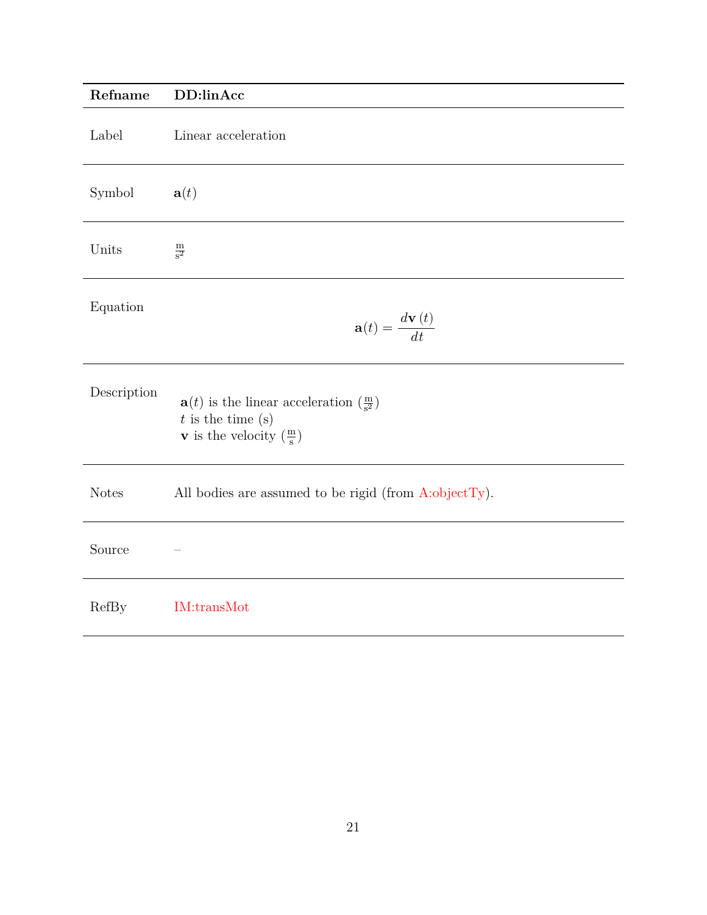| Refname | DD:linAcc |
| --- | --- |
| Label | Linear acceleration |
| Symbol | $\mathbf{a}(t)$ |
| Units | $\frac{\text{m}}{\text{s}^2}$ |
| Equation | $$\mathbf{a}(t) = \frac{d\mathbf{v}\,(t)}{dt}$$ |
| Description | $\mathbf{a}(t)$ is the linear acceleration ($\frac{\text{m}}{\text{s}^2}$)<br>$t$ is the time (s)<br>$\mathbf{v}$ is the velocity ($\frac{\text{m}}{\text{s}}$) |
| Notes | All bodies are assumed to be rigid (from A:objectTy). |
| Source | – |
| RefBy | IM:transMot |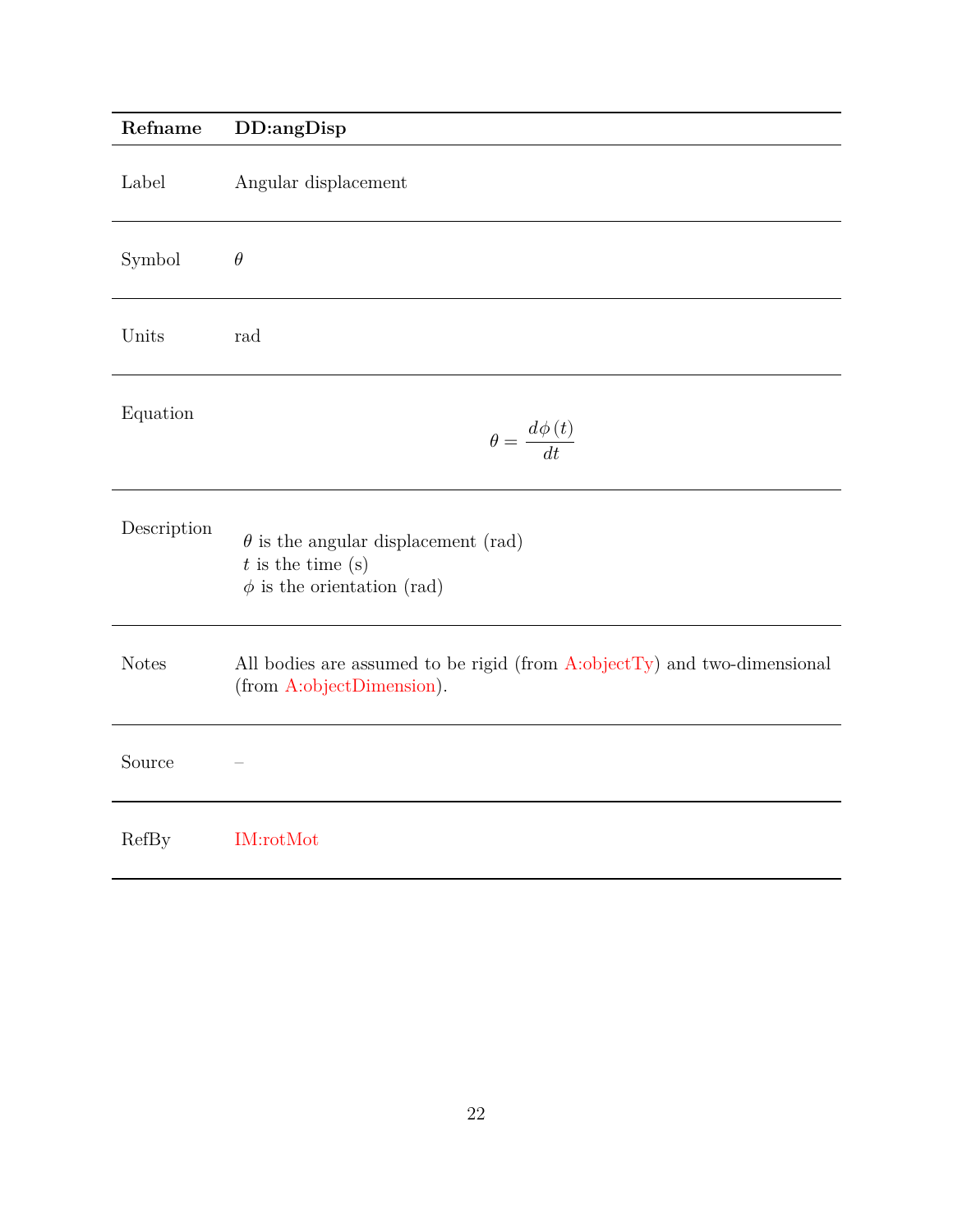| Refname | DD:angDisp |
|---|---|
| Label | Angular displacement |
| Symbol | $\theta$ |
| Units | rad |
| Equation | $$\theta = \frac{d\phi\left(t\right)}{dt}$$ |
| Description | $\theta$ is the angular displacement (rad)<br>$t$ is the time (s)<br>$\phi$ is the orientation (rad) |
| Notes | All bodies are assumed to be rigid (from A:objectTy) and two-dimensional (from A:objectDimension). |
| Source | – |
| RefBy | IM:rotMot |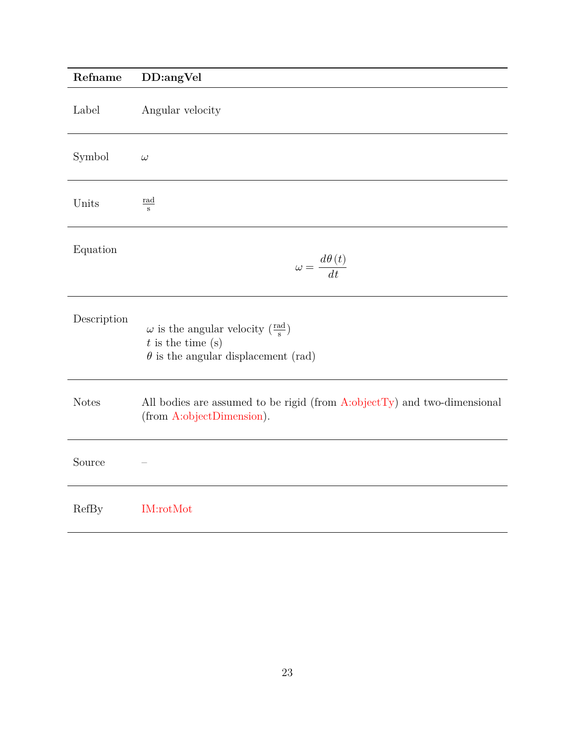| Refname | DD:angVel |
|---|---|
| Label | Angular velocity |
| Symbol | $\omega$ |
| Units | $\frac{\text{rad}}{\text{s}}$ |
| Equation | $$\omega = \frac{d\theta\left(t\right)}{dt}$$ |
| Description | $\omega$ is the angular velocity ($\frac{\text{rad}}{\text{s}}$)<br>$t$ is the time (s)<br>$\theta$ is the angular displacement (rad) |
| Notes | All bodies are assumed to be rigid (from A:objectTy) and two-dimensional (from A:objectDimension). |
| Source | – |
| RefBy | IM:rotMot |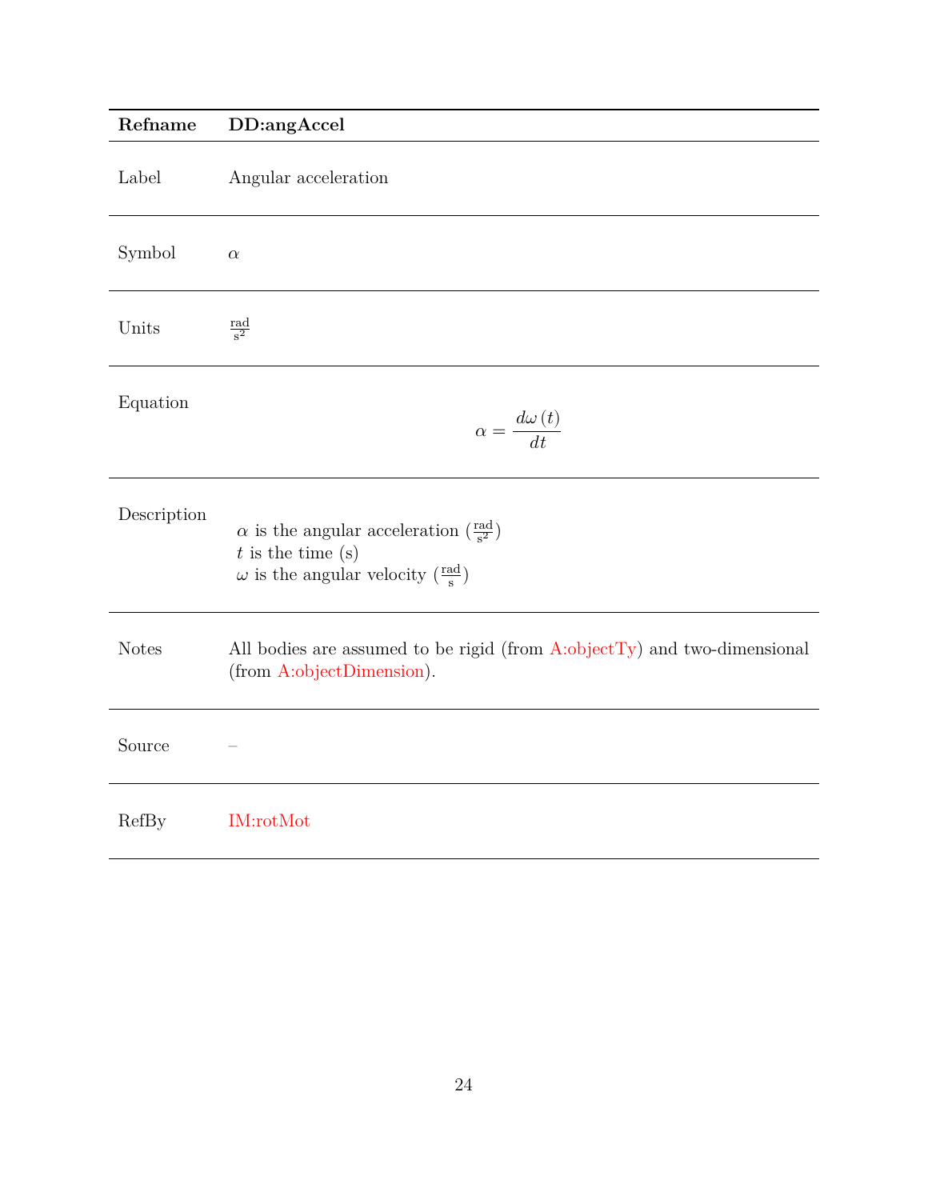| Refname | DD:angAccel |
| --- | --- |
| Label | Angular acceleration |
| Symbol | $\alpha$ |
| Units | $\frac{\text{rad}}{\text{s}^2}$ |
| Equation | $$\alpha = \frac{d\omega\left(t\right)}{dt}$$ |
| Description | $\alpha$ is the angular acceleration ($\frac{\text{rad}}{\text{s}^2}$)<br>$t$ is the time (s)<br>$\omega$ is the angular velocity ($\frac{\text{rad}}{\text{s}}$) |
| Notes | All bodies are assumed to be rigid (from A:objectTy) and two-dimensional (from A:objectDimension). |
| Source | – |
| RefBy | IM:rotMot |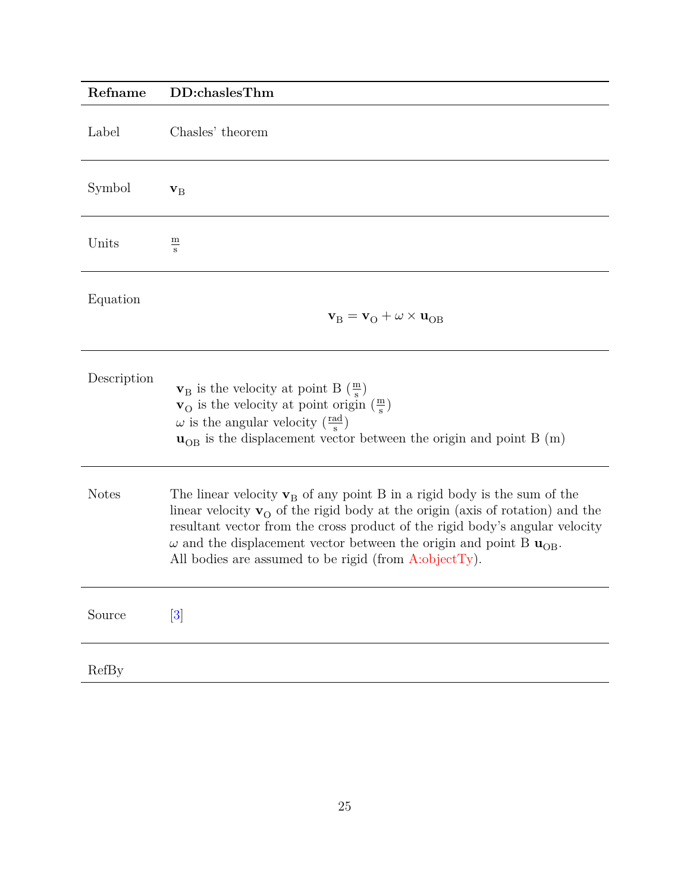| Refname | DD:chaslesThm |
|---|---|
| Label | Chasles' theorem |
| Symbol | $\mathbf{v}_{\text{B}}$ |
| Units | $\frac{\text{m}}{\text{s}}$ |
| Equation | $$\mathbf{v}_{\text{B}} = \mathbf{v}_{\text{O}} + \omega \times \mathbf{u}_{\text{OB}}$$ |
| Description | $\mathbf{v}_{\text{B}}$ is the velocity at point B ($\frac{\text{m}}{\text{s}}$)<br>$\mathbf{v}_{\text{O}}$ is the velocity at point origin ($\frac{\text{m}}{\text{s}}$)<br>$\omega$ is the angular velocity ($\frac{\text{rad}}{\text{s}}$)<br>$\mathbf{u}_{\text{OB}}$ is the displacement vector between the origin and point B (m) |
| Notes | The linear velocity $\mathbf{v}_{\text{B}}$ of any point B in a rigid body is the sum of the linear velocity $\mathbf{v}_{\text{O}}$ of the rigid body at the origin (axis of rotation) and the resultant vector from the cross product of the rigid body's angular velocity $\omega$ and the displacement vector between the origin and point B $\mathbf{u}_{\text{OB}}$.<br>All bodies are assumed to be rigid (from A:objectTy). |
| Source | [3] |
| RefBy | |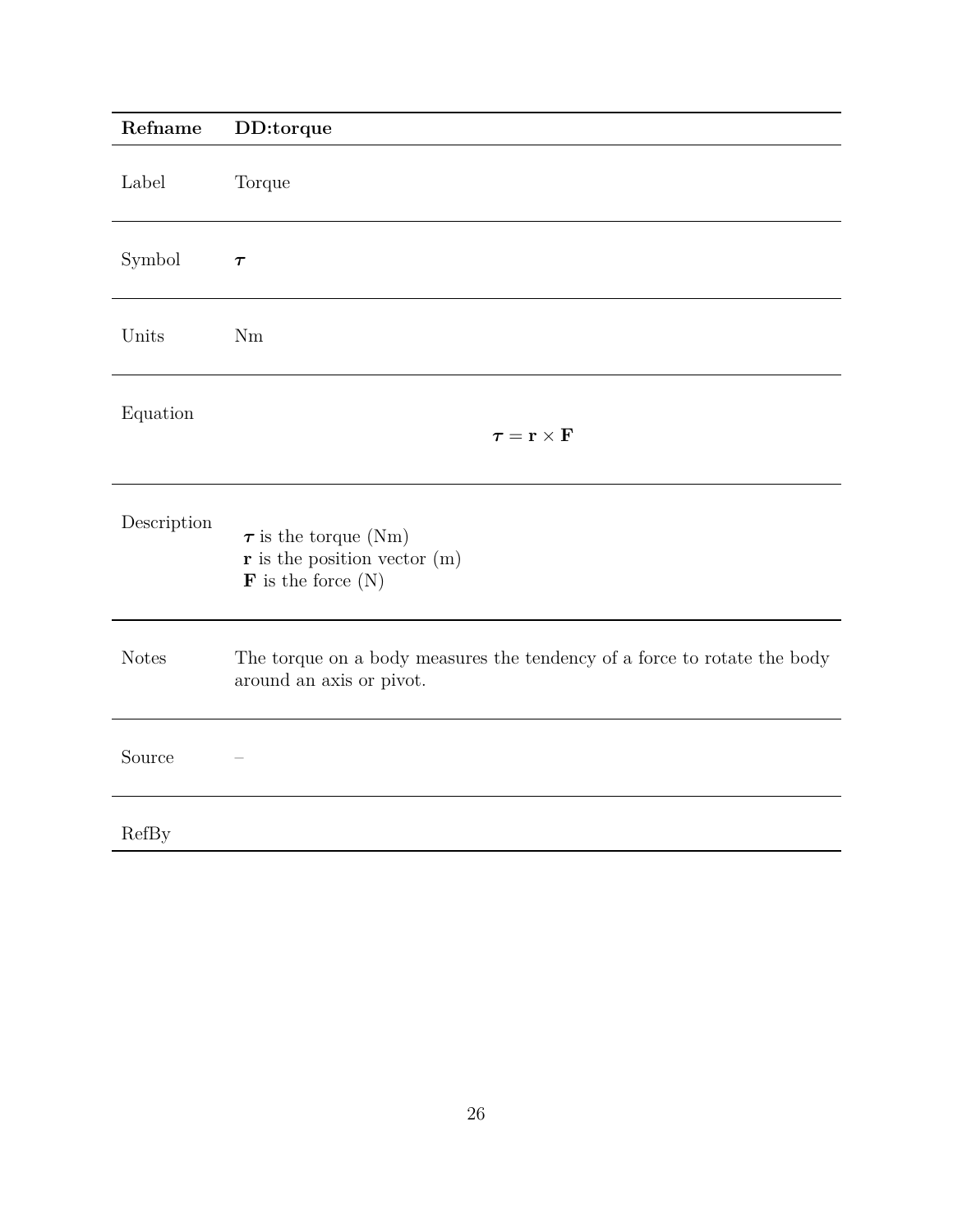| Refname | DD:torque |
|---|---|
| Label | Torque |
| Symbol | $\boldsymbol{\tau}$ |
| Units | Nm |
| Equation | $$\boldsymbol{\tau} = \mathbf{r} \times \mathbf{F}$$ |
| Description | $\boldsymbol{\tau}$ is the torque (Nm)<br>$\mathbf{r}$ is the position vector (m)<br>$\mathbf{F}$ is the force (N) |
| Notes | The torque on a body measures the tendency of a force to rotate the body around an axis or pivot. |
| Source | – |
| RefBy | |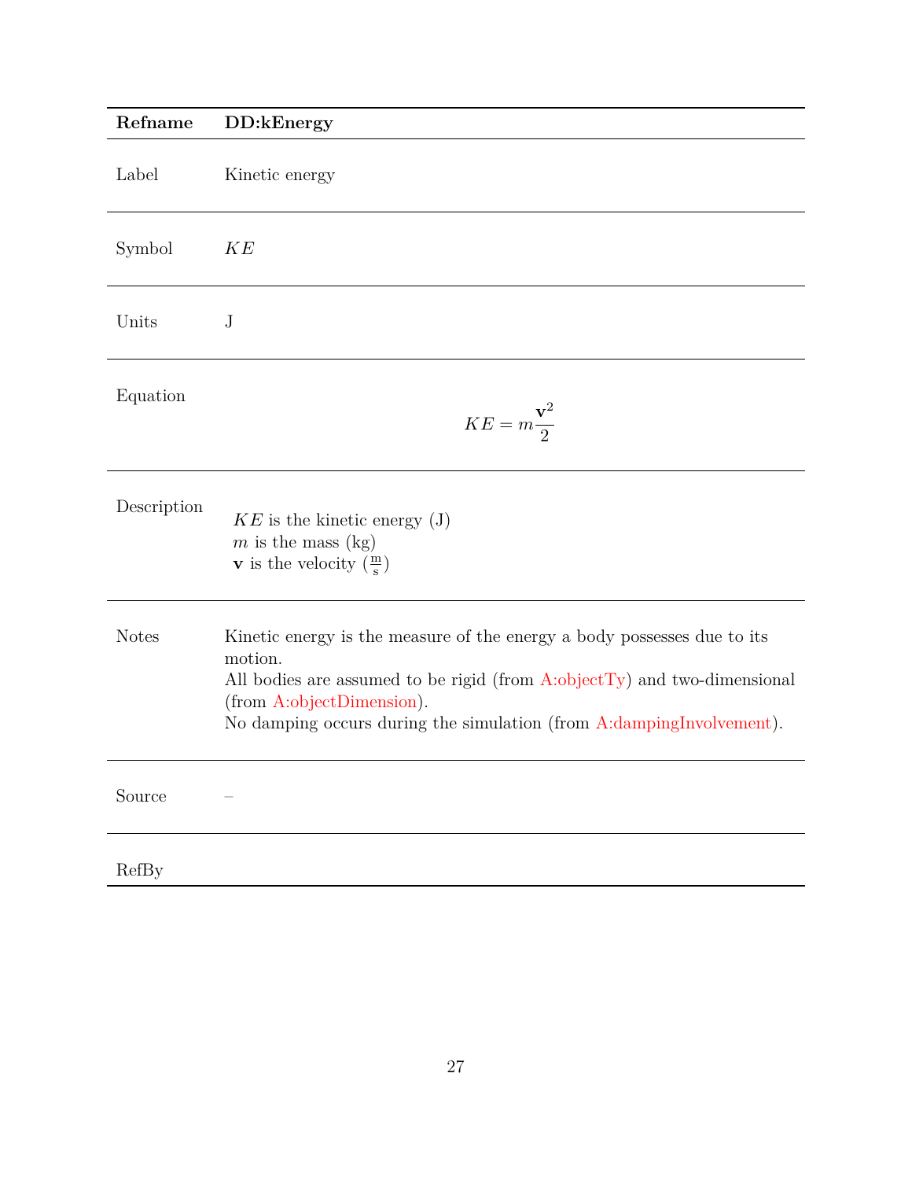| Refname | DD:kEnergy |
| --- | --- |
| Label | Kinetic energy |
| Symbol | $KE$ |
| Units | J |
| Equation | $$KE = m\frac{\mathbf{v}^2}{2}$$ |
| Description | $KE$ is the kinetic energy (J)<br>$m$ is the mass (kg)<br>$\mathbf{v}$ is the velocity ($\frac{\text{m}}{\text{s}}$) |
| Notes | Kinetic energy is the measure of the energy a body possesses due to its motion.<br>All bodies are assumed to be rigid (from A:objectTy) and two-dimensional (from A:objectDimension).<br>No damping occurs during the simulation (from A:dampingInvolvement). |
| Source | – |
| RefBy | |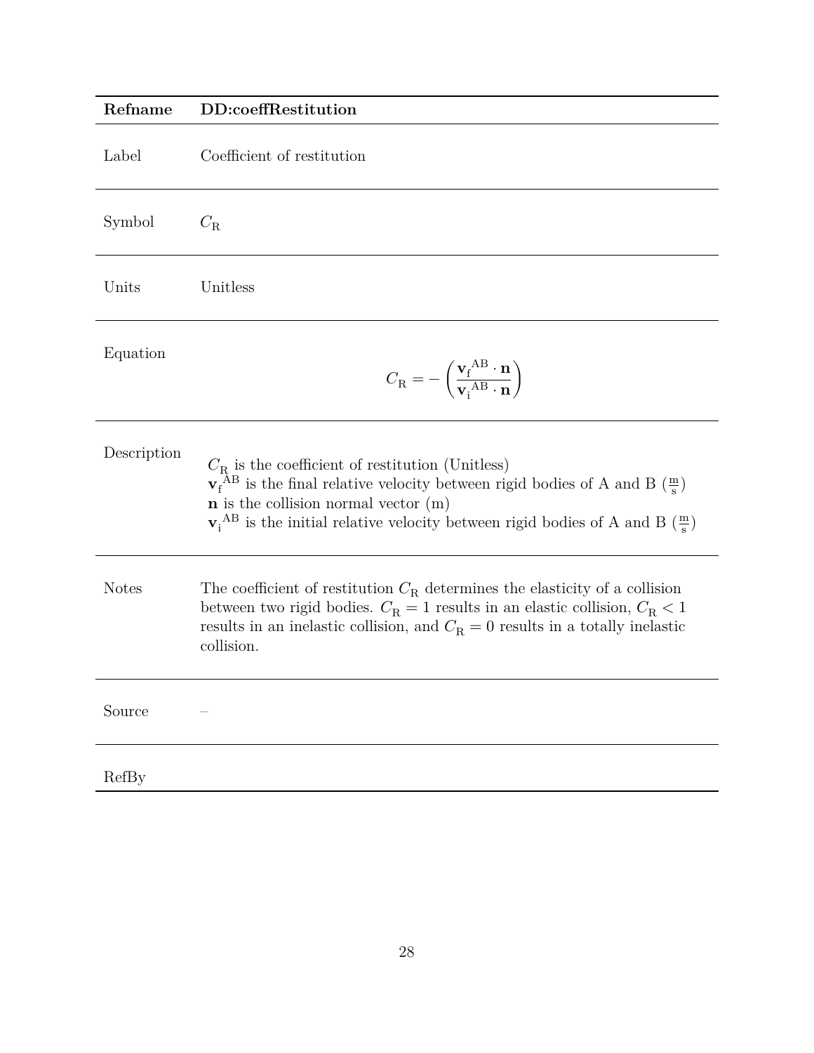| Refname | DD:coeffRestitution |
| --- | --- |
| Label | Coefficient of restitution |
| Symbol | $C_{\text{R}}$ |
| Units | Unitless |
| Equation | $$C_{\text{R}} = -\left(\frac{\mathbf{v}_{\text{f}}{}^{\text{AB}} \cdot \mathbf{n}}{\mathbf{v}_{\text{i}}{}^{\text{AB}} \cdot \mathbf{n}}\right)$$ |
| Description | $C_{\text{R}}$ is the coefficient of restitution (Unitless)<br>$\mathbf{v}_{\text{f}}{}^{\text{AB}}$ is the final relative velocity between rigid bodies of A and B ($\frac{\text{m}}{\text{s}}$)<br>$\mathbf{n}$ is the collision normal vector (m)<br>$\mathbf{v}_{\text{i}}{}^{\text{AB}}$ is the initial relative velocity between rigid bodies of A and B ($\frac{\text{m}}{\text{s}}$) |
| Notes | The coefficient of restitution $C_{\text{R}}$ determines the elasticity of a collision between two rigid bodies. $C_{\text{R}} = 1$ results in an elastic collision, $C_{\text{R}} < 1$ results in an inelastic collision, and $C_{\text{R}} = 0$ results in a totally inelastic collision. |
| Source | – |
| RefBy | |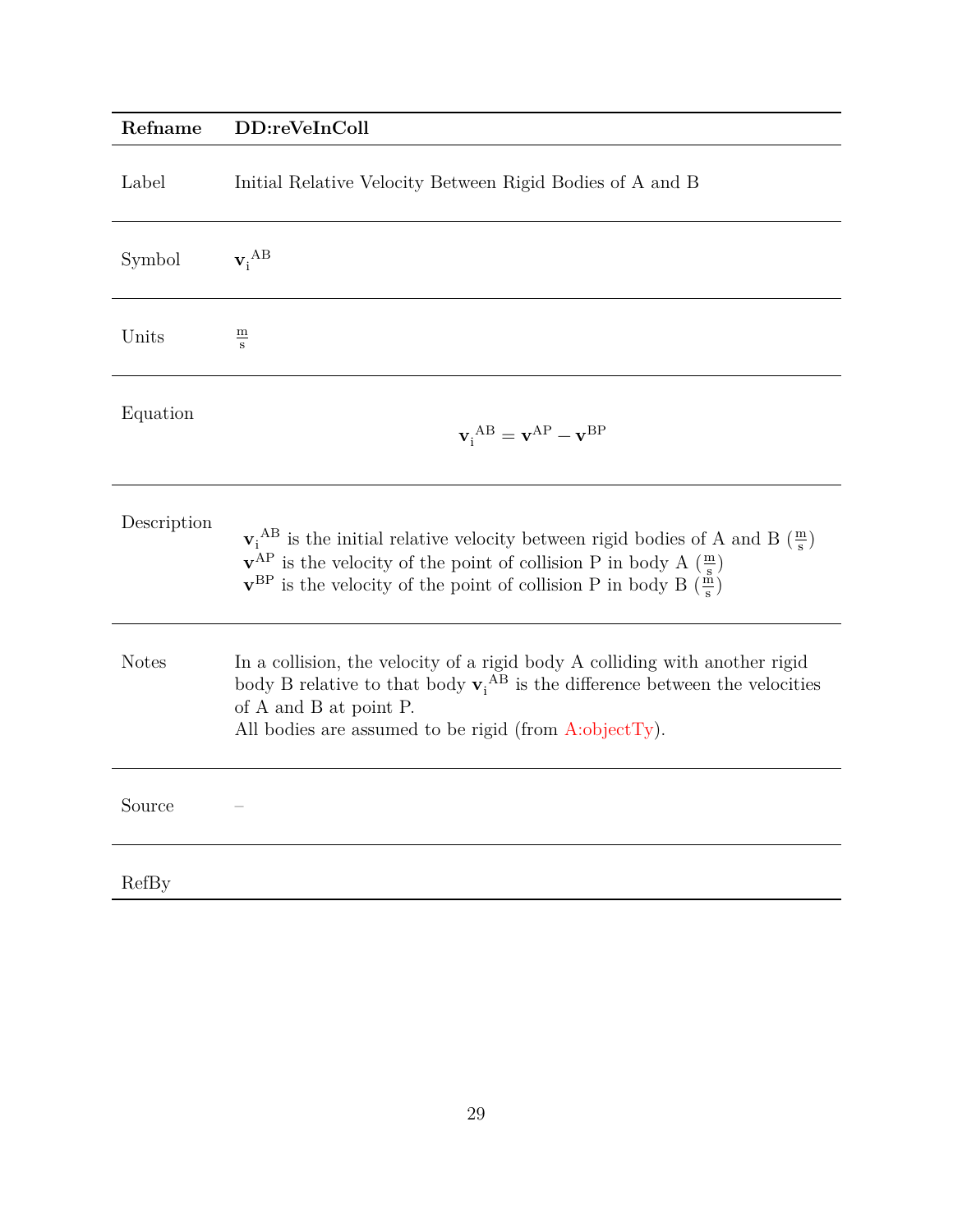| Refname | DD:reVeInColl |
|---|---|
| Label | Initial Relative Velocity Between Rigid Bodies of A and B |
| Symbol | $\mathbf{v}_{\text{i}}{}^{\text{AB}}$ |
| Units | $\frac{\text{m}}{\text{s}}$ |
| Equation | $$\mathbf{v}_{\text{i}}{}^{\text{AB}} = \mathbf{v}^{\text{AP}} - \mathbf{v}^{\text{BP}}$$ |
| Description | $\mathbf{v}_{\text{i}}{}^{\text{AB}}$ is the initial relative velocity between rigid bodies of A and B ($\frac{\text{m}}{\text{s}}$) <br> $\mathbf{v}^{\text{AP}}$ is the velocity of the point of collision P in body A ($\frac{\text{m}}{\text{s}}$) <br> $\mathbf{v}^{\text{BP}}$ is the velocity of the point of collision P in body B ($\frac{\text{m}}{\text{s}}$) |
| Notes | In a collision, the velocity of a rigid body A colliding with another rigid body B relative to that body $\mathbf{v}_{\text{i}}{}^{\text{AB}}$ is the difference between the velocities of A and B at point P. <br> All bodies are assumed to be rigid (from A:objectTy). |
| Source | – |
| RefBy | |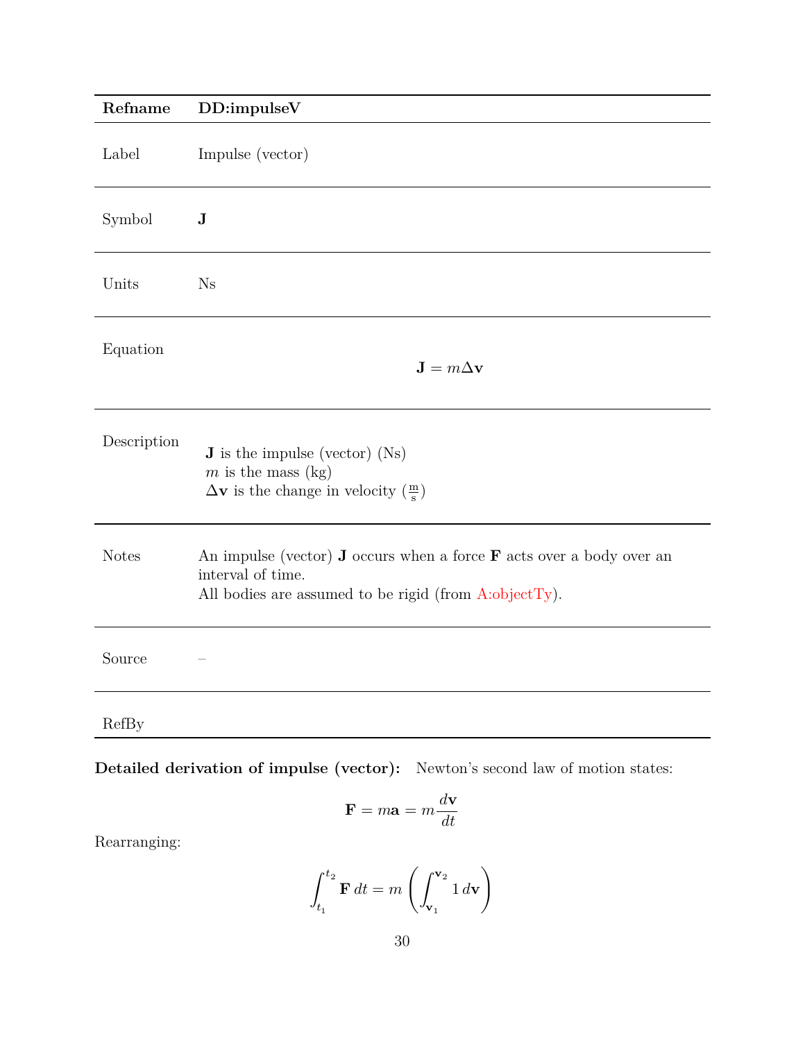| Refname | DD:impulseV |
|---|---|
| Label | Impulse (vector) |
| Symbol | $\mathbf{J}$ |
| Units | Ns |
| Equation | $$\mathbf{J} = m\Delta\mathbf{v}$$ |
| Description | $\mathbf{J}$ is the impulse (vector) (Ns)<br>$m$ is the mass (kg)<br>$\Delta\mathbf{v}$ is the change in velocity ($\frac{\text{m}}{\text{s}}$) |
| Notes | An impulse (vector) $\mathbf{J}$ occurs when a force $\mathbf{F}$ acts over a body over an interval of time.<br>All bodies are assumed to be rigid (from A:objectTy). |
| Source | – |
| RefBy | |

**Detailed derivation of impulse (vector):** Newton's second law of motion states:

$$\mathbf{F} = m\mathbf{a} = m\frac{d\mathbf{v}}{dt}$$

Rearranging:

$$\int_{t_1}^{t_2} \mathbf{F}\, dt = m\left(\int_{\mathbf{v}_1}^{\mathbf{v}_2} 1\, d\mathbf{v}\right)$$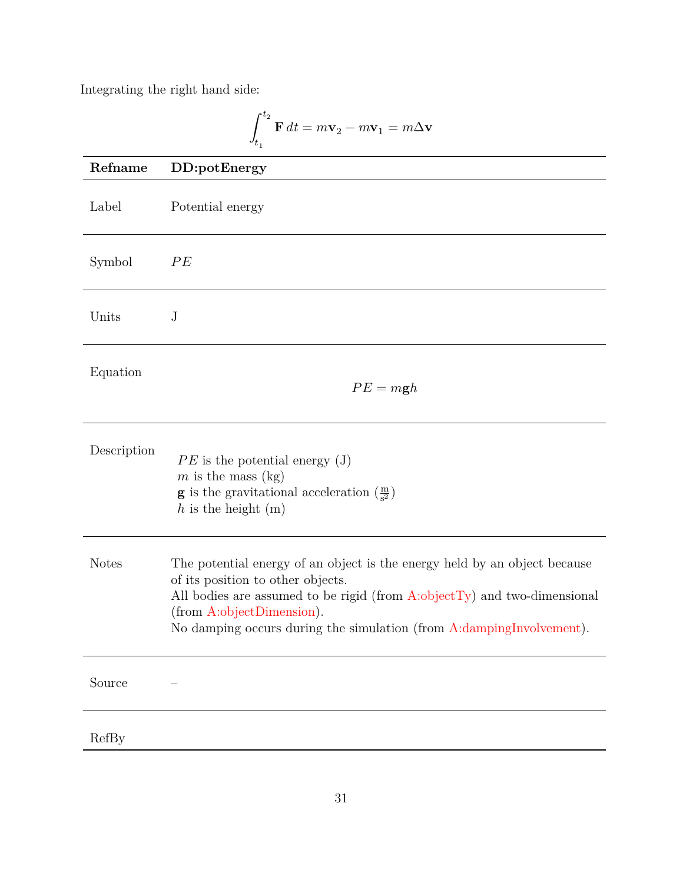Integrating the right hand side:

$$\int_{t_1}^{t_2} \mathbf{F} \, dt = m\mathbf{v}_2 - m\mathbf{v}_1 = m\Delta\mathbf{v}$$

| **Refname** | **DD:potEnergy** |
|---|---|
| Label | Potential energy |
| Symbol | $PE$ |
| Units | J |
| Equation | $$PE = m\mathbf{g}h$$ |
| Description | $PE$ is the potential energy (J)<br>$m$ is the mass (kg)<br>$\mathbf{g}$ is the gravitational acceleration ($\frac{\text{m}}{\text{s}^2}$)<br>$h$ is the height (m) |
| Notes | The potential energy of an object is the energy held by an object because of its position to other objects.<br>All bodies are assumed to be rigid (from A:objectTy) and two-dimensional (from A:objectDimension).<br>No damping occurs during the simulation (from A:dampingInvolvement). |
| Source | – |
| RefBy | |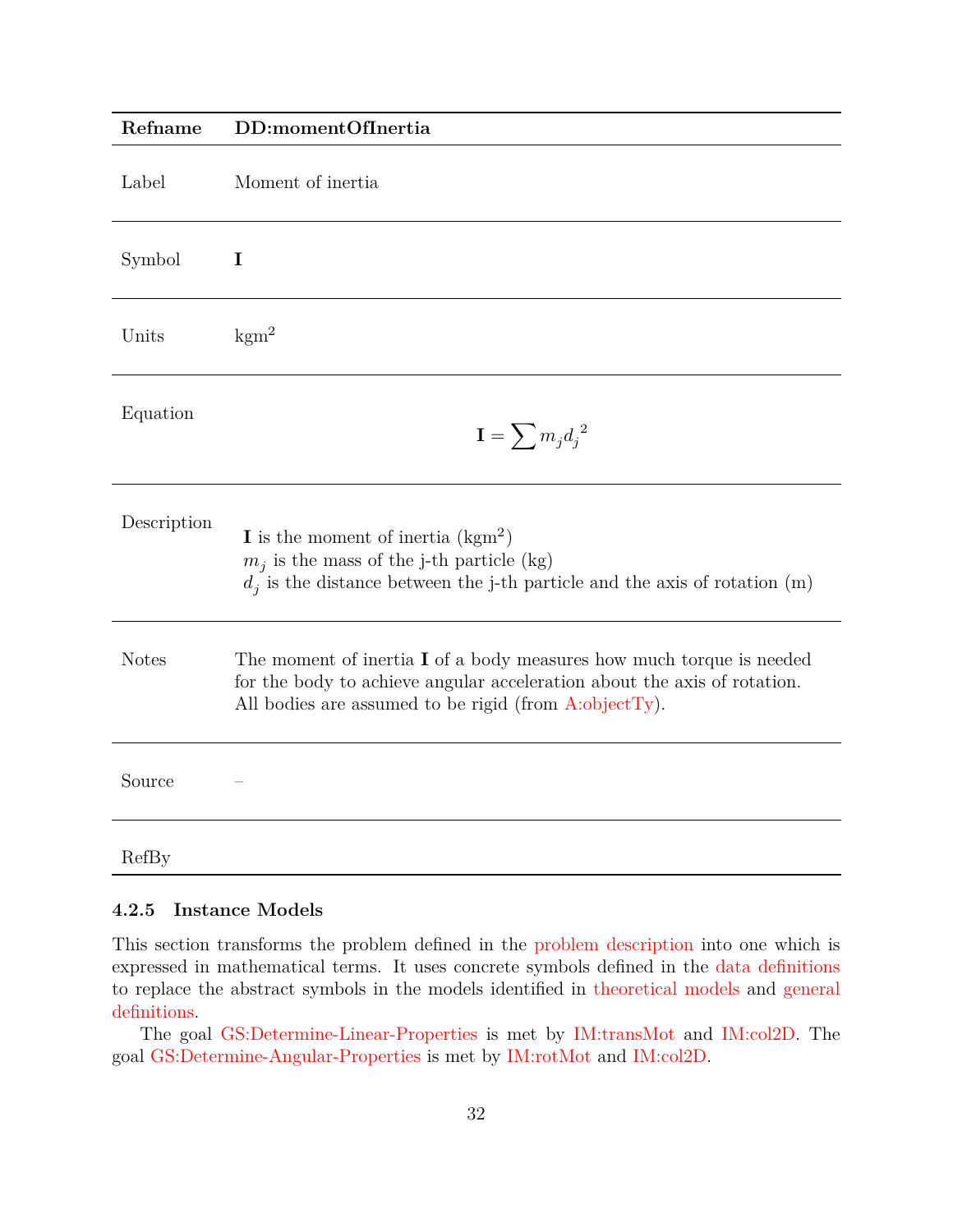| Refname | DD:momentOfInertia |
| --- | --- |
| Label | Moment of inertia |
| Symbol | $\mathbf{I}$ |
| Units | $\text{kgm}^2$ |
| Equation | $$\mathbf{I} = \sum m_j {d_j}^2$$ |
| Description | $\mathbf{I}$ is the moment of inertia ($\text{kgm}^2$)<br>$m_j$ is the mass of the j-th particle (kg)<br>$d_j$ is the distance between the j-th particle and the axis of rotation (m) |
| Notes | The moment of inertia $\mathbf{I}$ of a body measures how much torque is needed for the body to achieve angular acceleration about the axis of rotation. All bodies are assumed to be rigid (from A:objectTy). |
| Source | – |
| RefBy | |

### 4.2.5 Instance Models

This section transforms the problem defined in the problem description into one which is expressed in mathematical terms. It uses concrete symbols defined in the data definitions to replace the abstract symbols in the models identified in theoretical models and general definitions.

The goal GS:Determine-Linear-Properties is met by IM:transMot and IM:col2D. The goal GS:Determine-Angular-Properties is met by IM:rotMot and IM:col2D.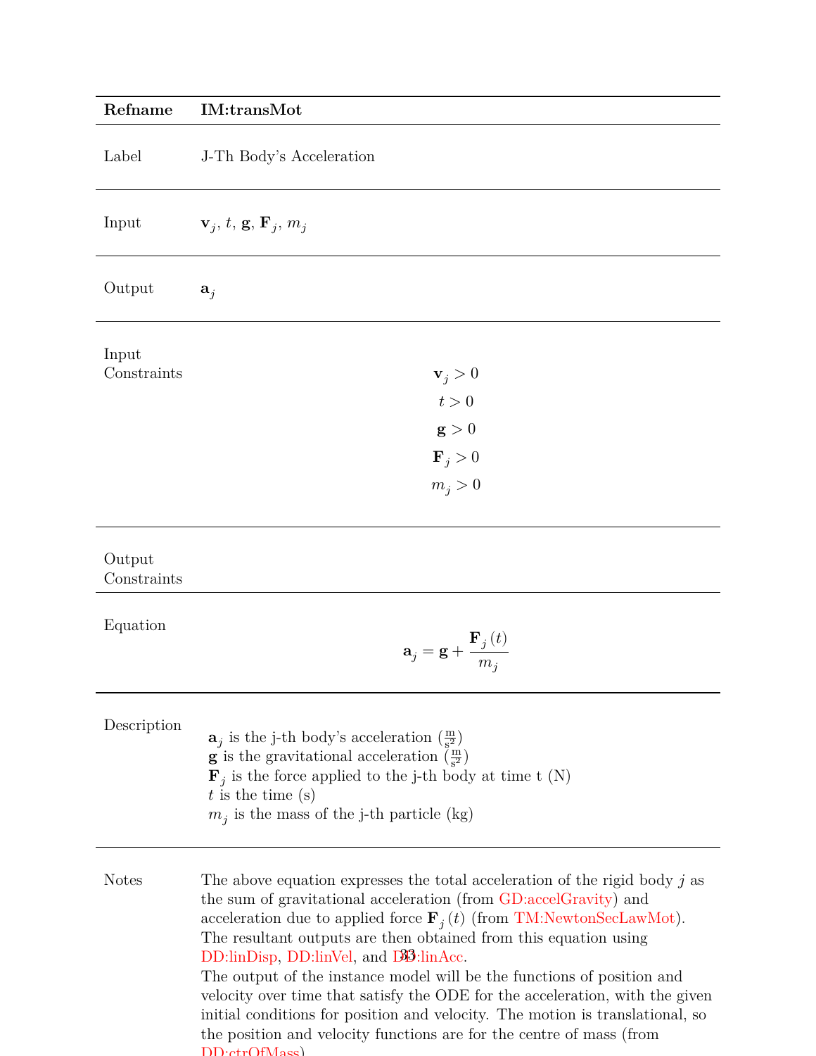| **Refname** | **IM:transMot** |
|---|---|
| Label | J-Th Body's Acceleration |
| Input | $\mathbf{v}_j$, $t$, $\mathbf{g}$, $\mathbf{F}_j$, $m_j$ |
| Output | $\mathbf{a}_j$ |
| Input Constraints | $\mathbf{v}_j > 0$<br>$t > 0$<br>$\mathbf{g} > 0$<br>$\mathbf{F}_j > 0$<br>$m_j > 0$ |
| Output Constraints | |
| Equation | $$\mathbf{a}_j = \mathbf{g} + \frac{\mathbf{F}_j(t)}{m_j}$$ |
| Description | $\mathbf{a}_j$ is the j-th body's acceleration ($\frac{\text{m}}{\text{s}^2}$)<br>$\mathbf{g}$ is the gravitational acceleration ($\frac{\text{m}}{\text{s}^2}$)<br>$\mathbf{F}_j$ is the force applied to the j-th body at time t (N)<br>$t$ is the time (s)<br>$m_j$ is the mass of the j-th particle (kg) |
| Notes | The above equation expresses the total acceleration of the rigid body $j$ as the sum of gravitational acceleration (from GD:accelGravity) and acceleration due to applied force $\mathbf{F}_j(t)$ (from TM:NewtonSecLawMot). The resultant outputs are then obtained from this equation using DD:linDisp, DD:linVel, and DD:linAcc.<br>The output of the instance model will be the functions of position and velocity over time that satisfy the ODE for the acceleration, with the given initial conditions for position and velocity. The motion is translational, so the position and velocity functions are for the centre of mass (from DD:ctrOfMass). |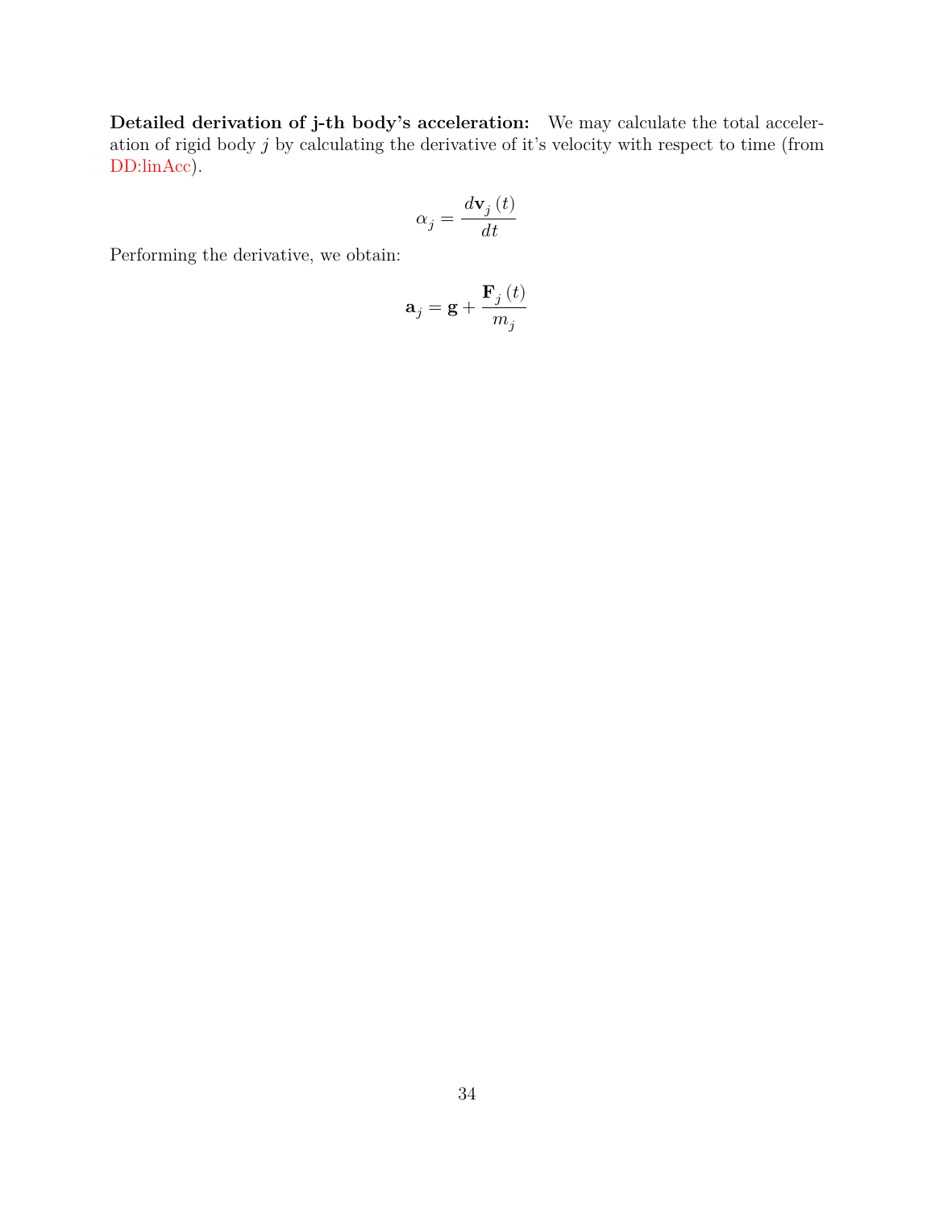**Detailed derivation of j-th body's acceleration:** We may calculate the total acceleration of rigid body $j$ by calculating the derivative of it's velocity with respect to time (from DD:linAcc).

$$\alpha_j = \frac{d\mathbf{v}_j(t)}{dt}$$

Performing the derivative, we obtain:

$$\mathbf{a}_j = \mathbf{g} + \frac{\mathbf{F}_j(t)}{m_j}$$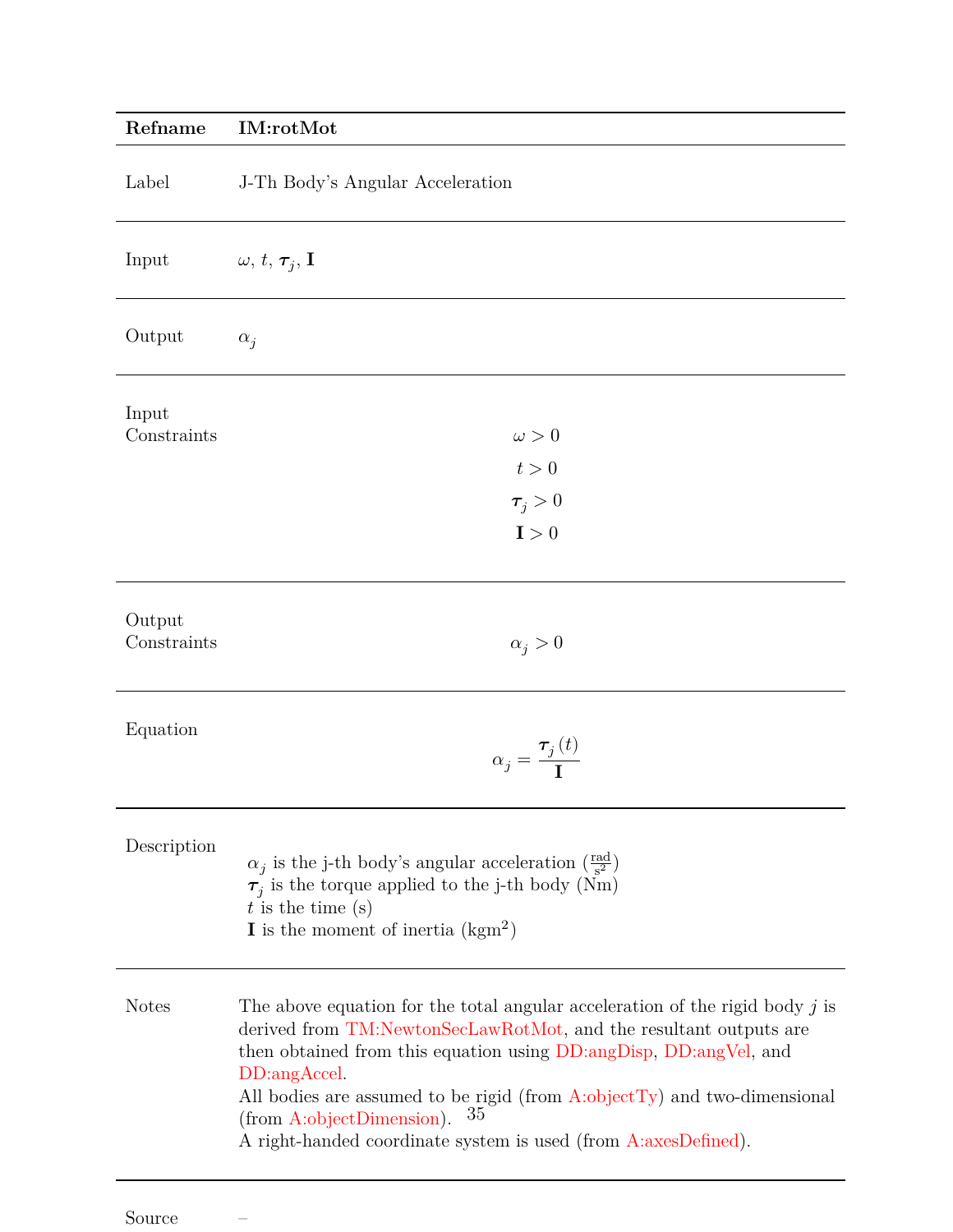| Refname | IM:rotMot |
|---|---|
| Label | J-Th Body's Angular Acceleration |
| Input | $\omega$, $t$, $\boldsymbol{\tau}_j$, $\mathbf{I}$ |
| Output | $\alpha_j$ |
| Input Constraints | $\omega > 0$ <br> $t > 0$ <br> $\boldsymbol{\tau}_j > 0$ <br> $\mathbf{I} > 0$ |
| Output Constraints | $\alpha_j > 0$ |
| Equation | $$\alpha_j = \frac{\boldsymbol{\tau}_j\left(t\right)}{\mathbf{I}}$$ |
| Description | $\alpha_j$ is the j-th body's angular acceleration ($\frac{\text{rad}}{\text{s}^2}$) <br> $\boldsymbol{\tau}_j$ is the torque applied to the j-th body (Nm) <br> $t$ is the time (s) <br> $\mathbf{I}$ is the moment of inertia (kgm$^2$) |
| Notes | The above equation for the total angular acceleration of the rigid body $j$ is derived from TM:NewtonSecLawRotMot, and the resultant outputs are then obtained from this equation using DD:angDisp, DD:angVel, and DD:angAccel. <br> All bodies are assumed to be rigid (from A:objectTy) and two-dimensional (from A:objectDimension). <br> A right-handed coordinate system is used (from A:axesDefined). |
| Source | – |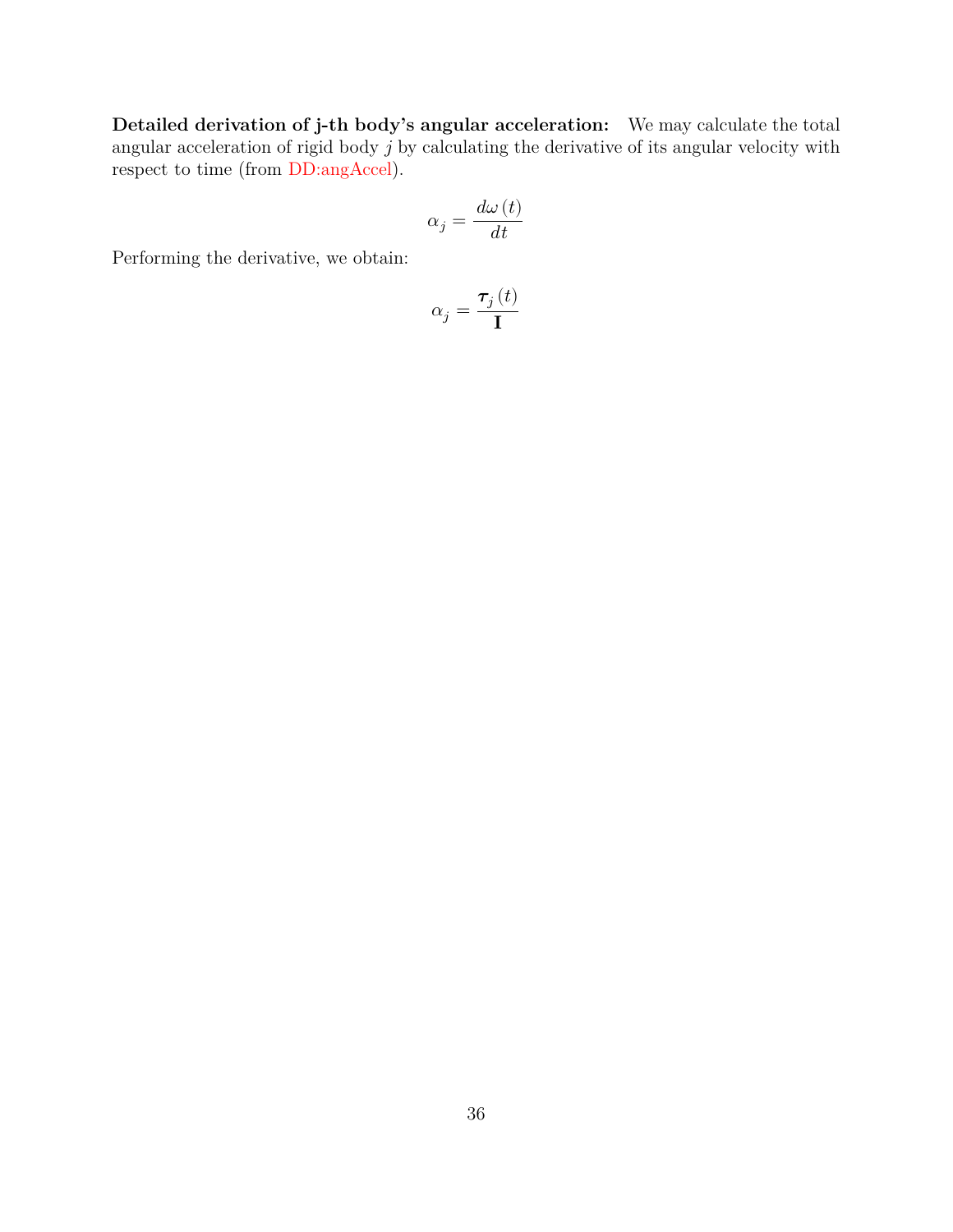**Detailed derivation of j-th body's angular acceleration:** We may calculate the total angular acceleration of rigid body $j$ by calculating the derivative of its angular velocity with respect to time (from DD:angAccel).

$$\alpha_j = \frac{d\omega\left(t\right)}{dt}$$

Performing the derivative, we obtain:

$$\alpha_j = \frac{\boldsymbol{\tau}_j\left(t\right)}{\mathbf{I}}$$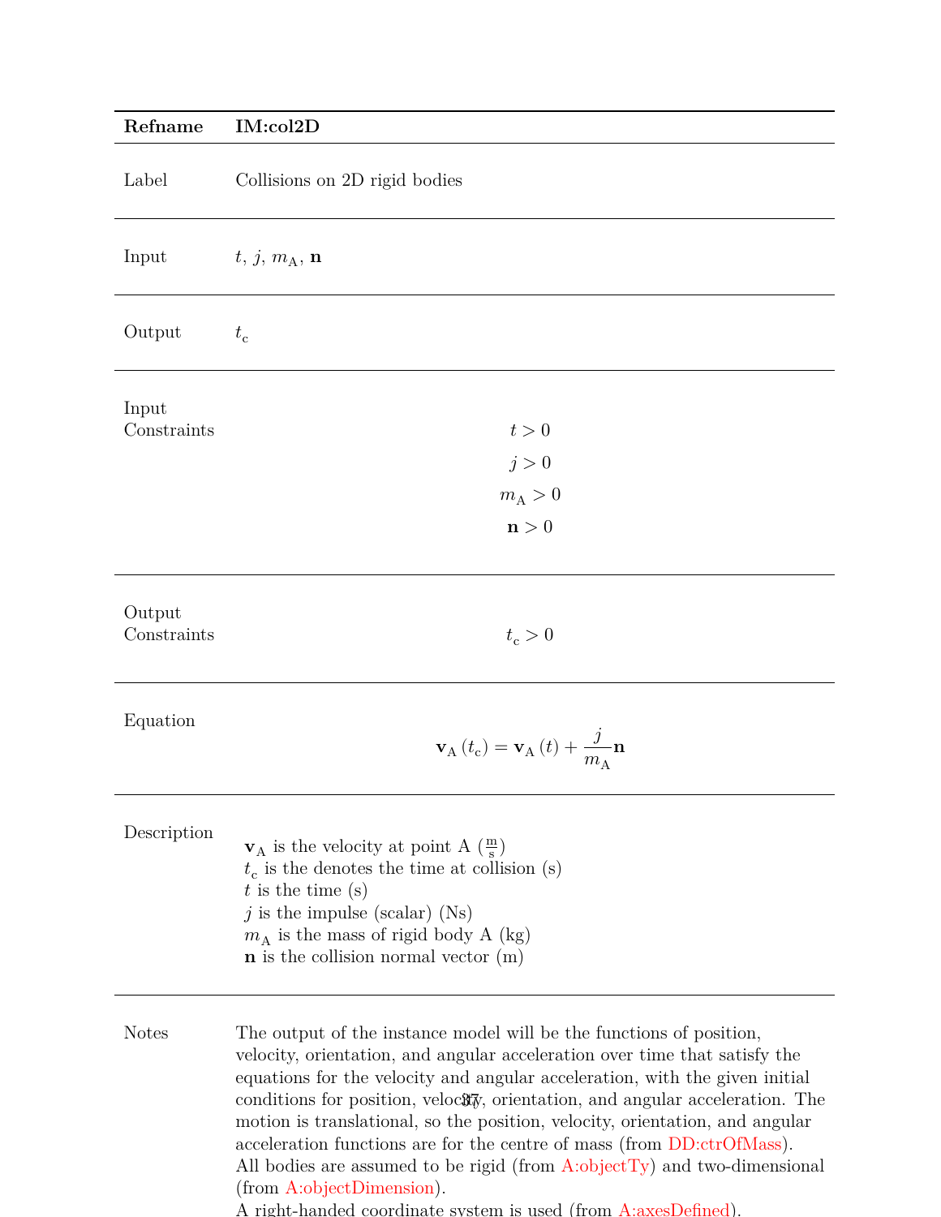| Refname | IM:col2D |
| --- | --- |
| Label | Collisions on 2D rigid bodies |
| Input | $t$, $j$, $m_{\text{A}}$, $\mathbf{n}$ |
| Output | $t_{\text{c}}$ |
| Input Constraints | $t > 0$<br>$j > 0$<br>$m_{\text{A}} > 0$<br>$\mathbf{n} > 0$ |
| Output Constraints | $t_{\text{c}} > 0$ |
| Equation | $\mathbf{v}_{\text{A}}\left(t_{\text{c}}\right) = \mathbf{v}_{\text{A}}\left(t\right) + \frac{j}{m_{\text{A}}}\mathbf{n}$ |
| Description | $\mathbf{v}_{\text{A}}$ is the velocity at point A ($\frac{\text{m}}{\text{s}}$)<br>$t_{\text{c}}$ is the denotes the time at collision (s)<br>$t$ is the time (s)<br>$j$ is the impulse (scalar) (Ns)<br>$m_{\text{A}}$ is the mass of rigid body A (kg)<br>$\mathbf{n}$ is the collision normal vector (m) |
| Notes | The output of the instance model will be the functions of position, velocity, orientation, and angular acceleration over time that satisfy the equations for the velocity and angular acceleration, with the given initial conditions for position, velocity, orientation, and angular acceleration. The motion is translational, so the position, velocity, orientation, and angular acceleration functions are for the centre of mass (from DD:ctrOfMass).<br>All bodies are assumed to be rigid (from A:objectTy) and two-dimensional (from A:objectDimension).<br>A right-handed coordinate system is used (from A:axesDefined). |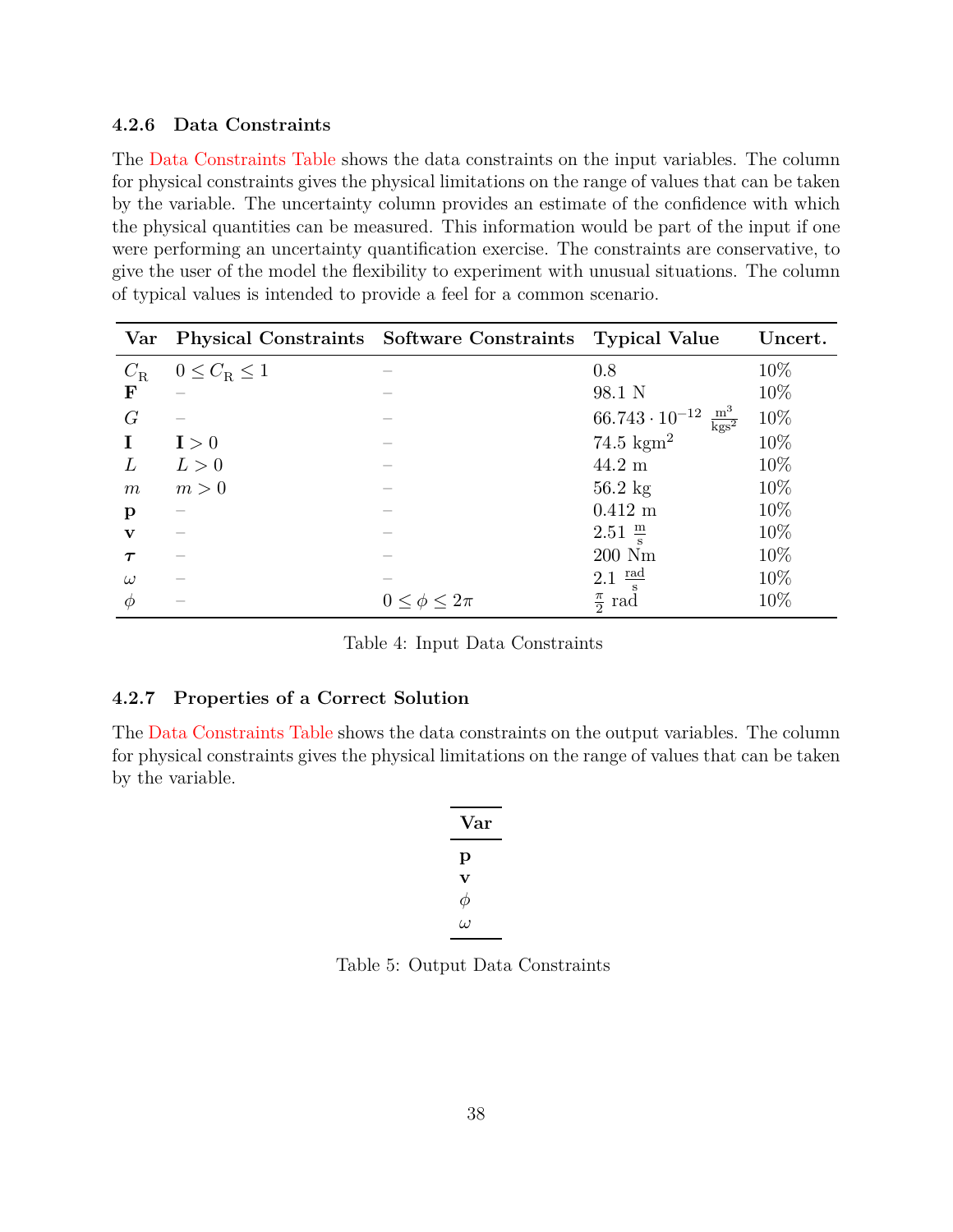#### 4.2.6 Data Constraints

The Data Constraints Table shows the data constraints on the input variables. The column for physical constraints gives the physical limitations on the range of values that can be taken by the variable. The uncertainty column provides an estimate of the confidence with which the physical quantities can be measured. This information would be part of the input if one were performing an uncertainty quantification exercise. The constraints are conservative, to give the user of the model the flexibility to experiment with unusual situations. The column of typical values is intended to provide a feel for a common scenario.

| Var | Physical Constraints | Software Constraints | Typical Value | Uncert. |
|---|---|---|---|---|
| $C_{\text{R}}$ | $0 \leq C_{\text{R}} \leq 1$ | – | 0.8 | 10% |
| $\mathbf{F}$ | – | – | 98.1 N | 10% |
| $G$ | – | – | $66.743 \cdot 10^{-12}$ $\frac{\text{m}^3}{\text{kgs}^2}$ | 10% |
| $\mathbf{I}$ | $\mathbf{I} > 0$ | – | 74.5 $\text{kgm}^2$ | 10% |
| $L$ | $L > 0$ | – | 44.2 m | 10% |
| $m$ | $m > 0$ | – | 56.2 kg | 10% |
| $\mathbf{p}$ | – | – | 0.412 m | 10% |
| $\mathbf{v}$ | – | – | 2.51 $\frac{\text{m}}{\text{s}}$ | 10% |
| $\boldsymbol{\tau}$ | – | – | 200 Nm | 10% |
| $\omega$ | – | – | 2.1 $\frac{\text{rad}}{\text{s}}$ | 10% |
| $\phi$ | – | $0 \leq \phi \leq 2\pi$ | $\frac{\pi}{2}$ rad | 10% |

Table 4: Input Data Constraints

#### 4.2.7 Properties of a Correct Solution

The Data Constraints Table shows the data constraints on the output variables. The column for physical constraints gives the physical limitations on the range of values that can be taken by the variable.

| Var |
|---|
| $\mathbf{p}$ |
| $\mathbf{v}$ |
| $\phi$ |
| $\omega$ |

Table 5: Output Data Constraints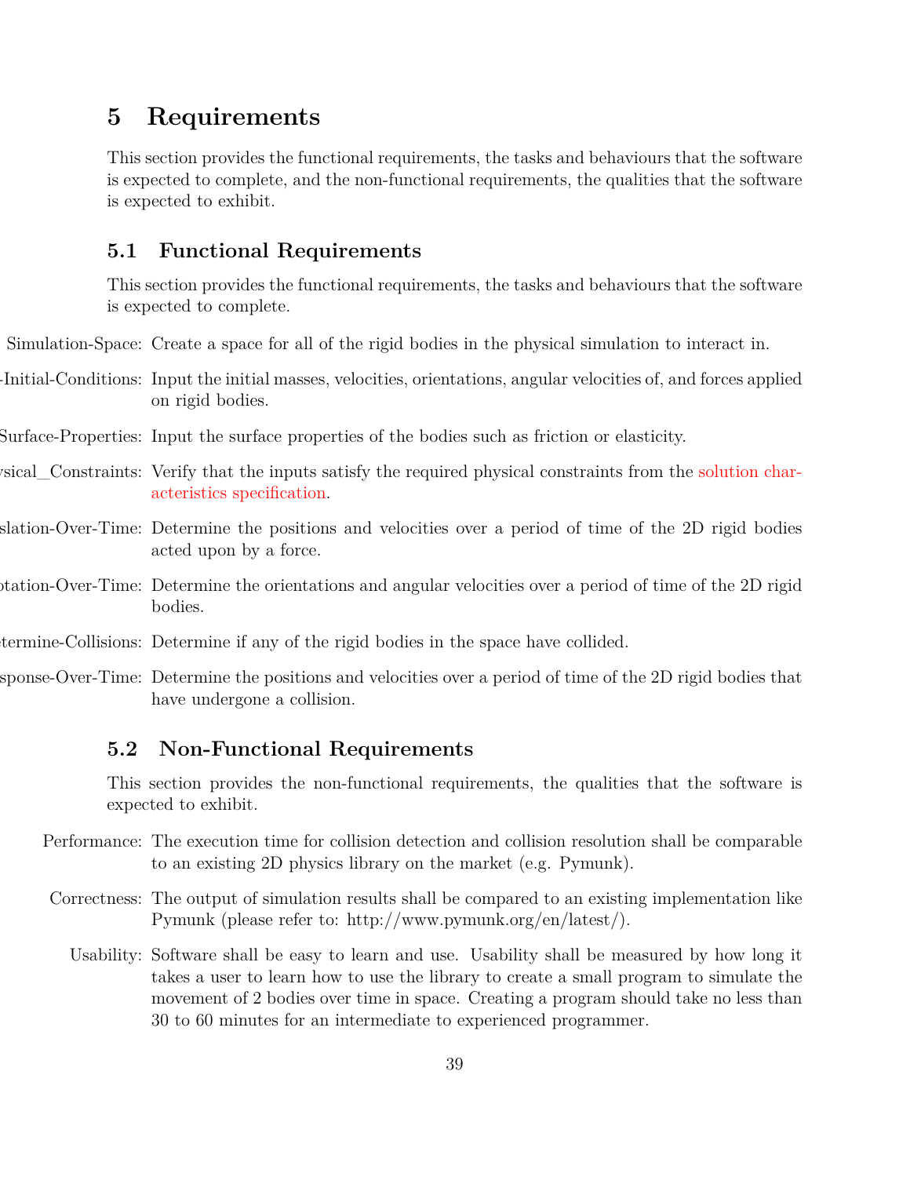# 5 Requirements

This section provides the functional requirements, the tasks and behaviours that the software is expected to complete, and the non-functional requirements, the qualities that the software is expected to exhibit.

## 5.1 Functional Requirements

This section provides the functional requirements, the tasks and behaviours that the software is expected to complete.

Simulation-Space: Create a space for all of the rigid bodies in the physical simulation to interact in.

-Initial-Conditions: Input the initial masses, velocities, orientations, angular velocities of, and forces applied on rigid bodies.

Surface-Properties: Input the surface properties of the bodies such as friction or elasticity.

ysical_Constraints: Verify that the inputs satisfy the required physical constraints from the solution characteristics specification.

slation-Over-Time: Determine the positions and velocities over a period of time of the 2D rigid bodies acted upon by a force.

otation-Over-Time: Determine the orientations and angular velocities over a period of time of the 2D rigid bodies.

termine-Collisions: Determine if any of the rigid bodies in the space have collided.

sponse-Over-Time: Determine the positions and velocities over a period of time of the 2D rigid bodies that have undergone a collision.

## 5.2 Non-Functional Requirements

This section provides the non-functional requirements, the qualities that the software is expected to exhibit.

Performance: The execution time for collision detection and collision resolution shall be comparable to an existing 2D physics library on the market (e.g. Pymunk).

Correctness: The output of simulation results shall be compared to an existing implementation like Pymunk (please refer to: http://www.pymunk.org/en/latest/).

Usability: Software shall be easy to learn and use. Usability shall be measured by how long it takes a user to learn how to use the library to create a small program to simulate the movement of 2 bodies over time in space. Creating a program should take no less than 30 to 60 minutes for an intermediate to experienced programmer.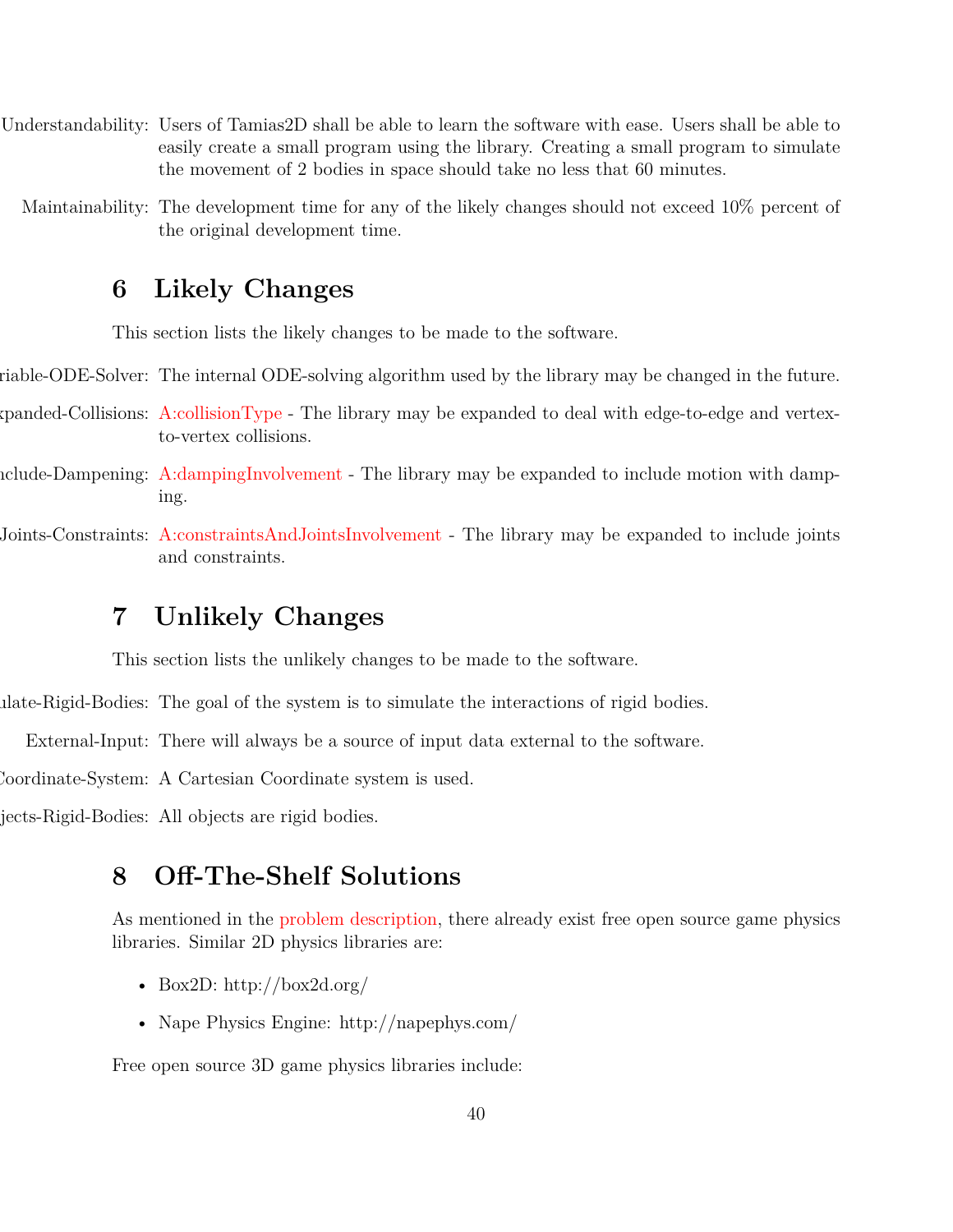Understandability: Users of Tamias2D shall be able to learn the software with ease. Users shall be able to easily create a small program using the library. Creating a small program to simulate the movement of 2 bodies in space should take no less that 60 minutes.

Maintainability: The development time for any of the likely changes should not exceed 10% percent of the original development time.

## 6 Likely Changes

This section lists the likely changes to be made to the software.

riable-ODE-Solver: The internal ODE-solving algorithm used by the library may be changed in the future.

xpanded-Collisions: A:collisionType - The library may be expanded to deal with edge-to-edge and vertex-to-vertex collisions.

nclude-Dampening: A:dampingInvolvement - The library may be expanded to include motion with damping.

Joints-Constraints: A:constraintsAndJointsInvolvement - The library may be expanded to include joints and constraints.

## 7 Unlikely Changes

This section lists the unlikely changes to be made to the software.

ulate-Rigid-Bodies: The goal of the system is to simulate the interactions of rigid bodies.

External-Input: There will always be a source of input data external to the software.

Coordinate-System: A Cartesian Coordinate system is used.

jects-Rigid-Bodies: All objects are rigid bodies.

## 8 Off-The-Shelf Solutions

As mentioned in the problem description, there already exist free open source game physics libraries. Similar 2D physics libraries are:

- Box2D: http://box2d.org/
- Nape Physics Engine: http://napephys.com/

Free open source 3D game physics libraries include: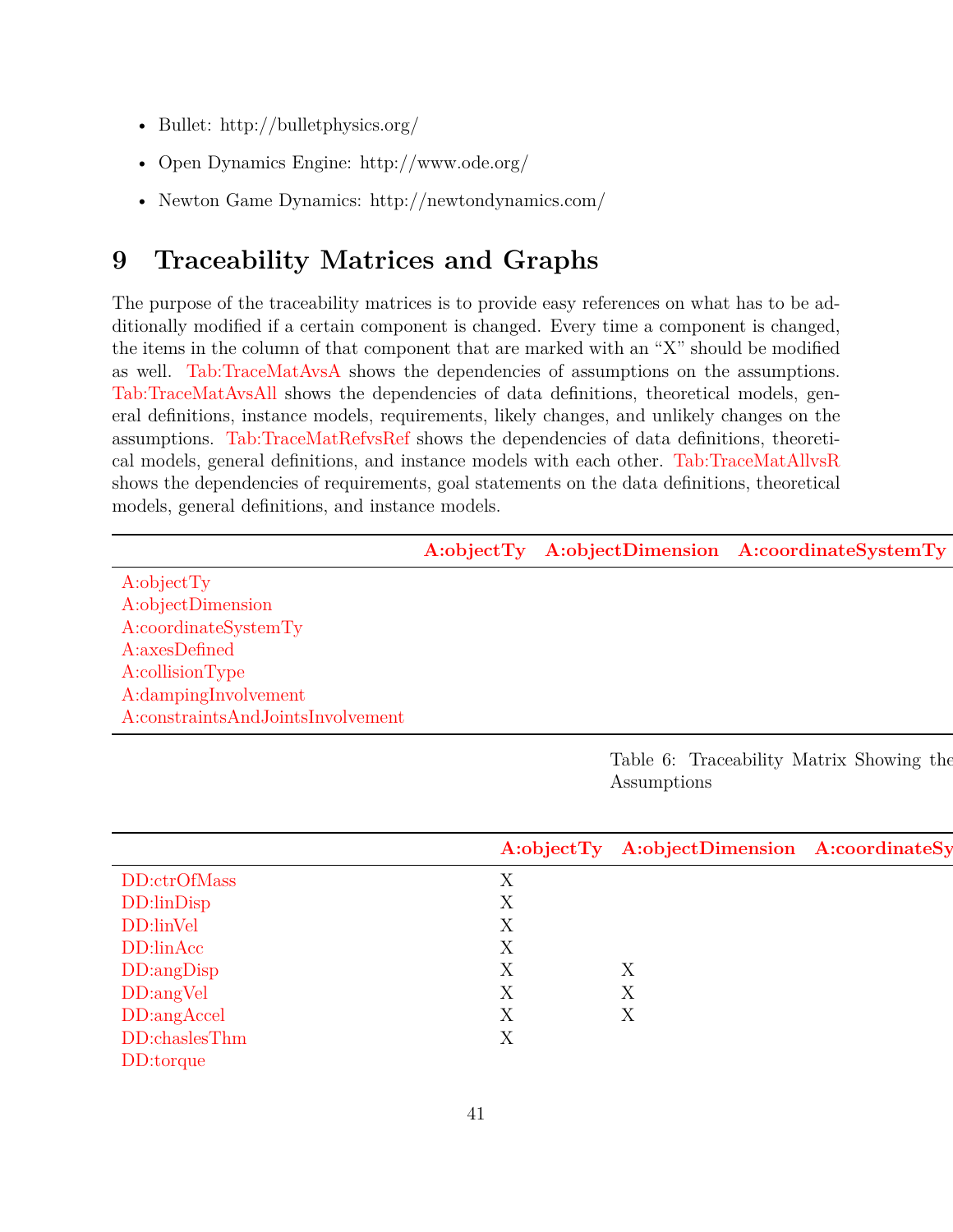- Bullet: http://bulletphysics.org/
- Open Dynamics Engine: http://www.ode.org/
- Newton Game Dynamics: http://newtondynamics.com/

# 9 Traceability Matrices and Graphs

The purpose of the traceability matrices is to provide easy references on what has to be additionally modified if a certain component is changed. Every time a component is changed, the items in the column of that component that are marked with an "X" should be modified as well. Tab:TraceMatAvsA shows the dependencies of assumptions on the assumptions. Tab:TraceMatAvsAll shows the dependencies of data definitions, theoretical models, general definitions, instance models, requirements, likely changes, and unlikely changes on the assumptions. Tab:TraceMatRefvsRef shows the dependencies of data definitions, theoretical models, general definitions, and instance models with each other. Tab:TraceMatAllvsR shows the dependencies of requirements, goal statements on the data definitions, theoretical models, general definitions, and instance models.

| | **A:objectTy** | **A:objectDimension** | **A:coordinateSystemTy** |
|---|---|---|---|
| A:objectTy | | | |
| A:objectDimension | | | |
| A:coordinateSystemTy | | | |
| A:axesDefined | | | |
| A:collisionType | | | |
| A:dampingInvolvement | | | |
| A:constraintsAndJointsInvolvement | | | |

Table 6: Traceability Matrix Showing the Assumptions

| | **A:objectTy** | **A:objectDimension** | **A:coordinateSy** |
|---|---|---|---|
| DD:ctrOfMass | X | | |
| DD:linDisp | X | | |
| DD:linVel | X | | |
| DD:linAcc | X | | |
| DD:angDisp | X | X | |
| DD:angVel | X | X | |
| DD:angAccel | X | X | |
| DD:chaslesThm | X | | |
| DD:torque | | | |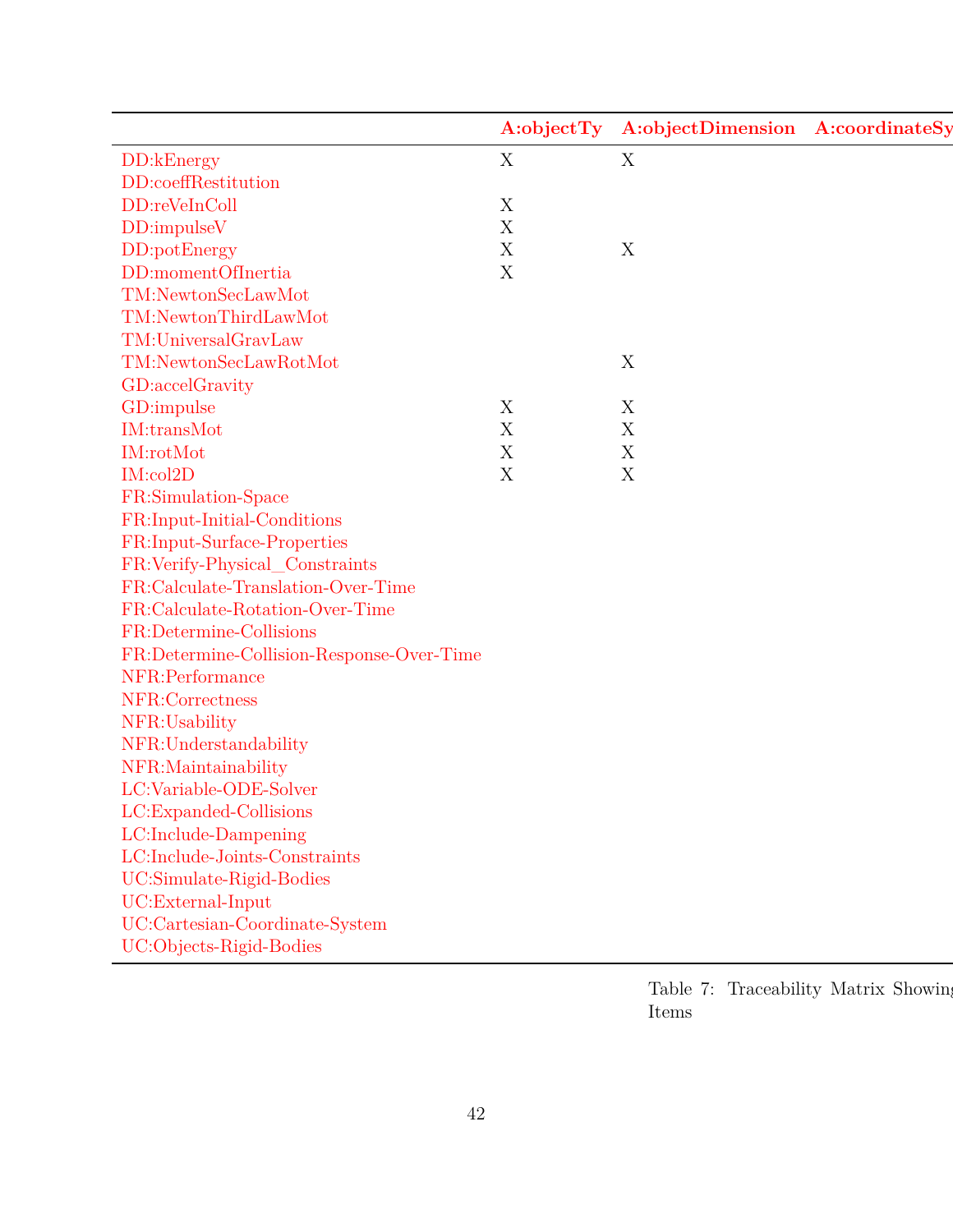| | A:objectTy | A:objectDimension | A:coordinateSy |
|---|---|---|---|
| DD:kEnergy | X | X | |
| DD:coeffRestitution | | | |
| DD:reVeInColl | X | | |
| DD:impulseV | X | | |
| DD:potEnergy | X | X | |
| DD:momentOfInertia | X | | |
| TM:NewtonSecLawMot | | | |
| TM:NewtonThirdLawMot | | | |
| TM:UniversalGravLaw | | | |
| TM:NewtonSecLawRotMot | | X | |
| GD:accelGravity | | | |
| GD:impulse | X | X | |
| IM:transMot | X | X | |
| IM:rotMot | X | X | |
| IM:col2D | X | X | |
| FR:Simulation-Space | | | |
| FR:Input-Initial-Conditions | | | |
| FR:Input-Surface-Properties | | | |
| FR:Verify-Physical_Constraints | | | |
| FR:Calculate-Translation-Over-Time | | | |
| FR:Calculate-Rotation-Over-Time | | | |
| FR:Determine-Collisions | | | |
| FR:Determine-Collision-Response-Over-Time | | | |
| NFR:Performance | | | |
| NFR:Correctness | | | |
| NFR:Usability | | | |
| NFR:Understandability | | | |
| NFR:Maintainability | | | |
| LC:Variable-ODE-Solver | | | |
| LC:Expanded-Collisions | | | |
| LC:Include-Dampening | | | |
| LC:Include-Joints-Constraints | | | |
| UC:Simulate-Rigid-Bodies | | | |
| UC:External-Input | | | |
| UC:Cartesian-Coordinate-System | | | |
| UC:Objects-Rigid-Bodies | | | |

Table 7: Traceability Matrix Showing
Items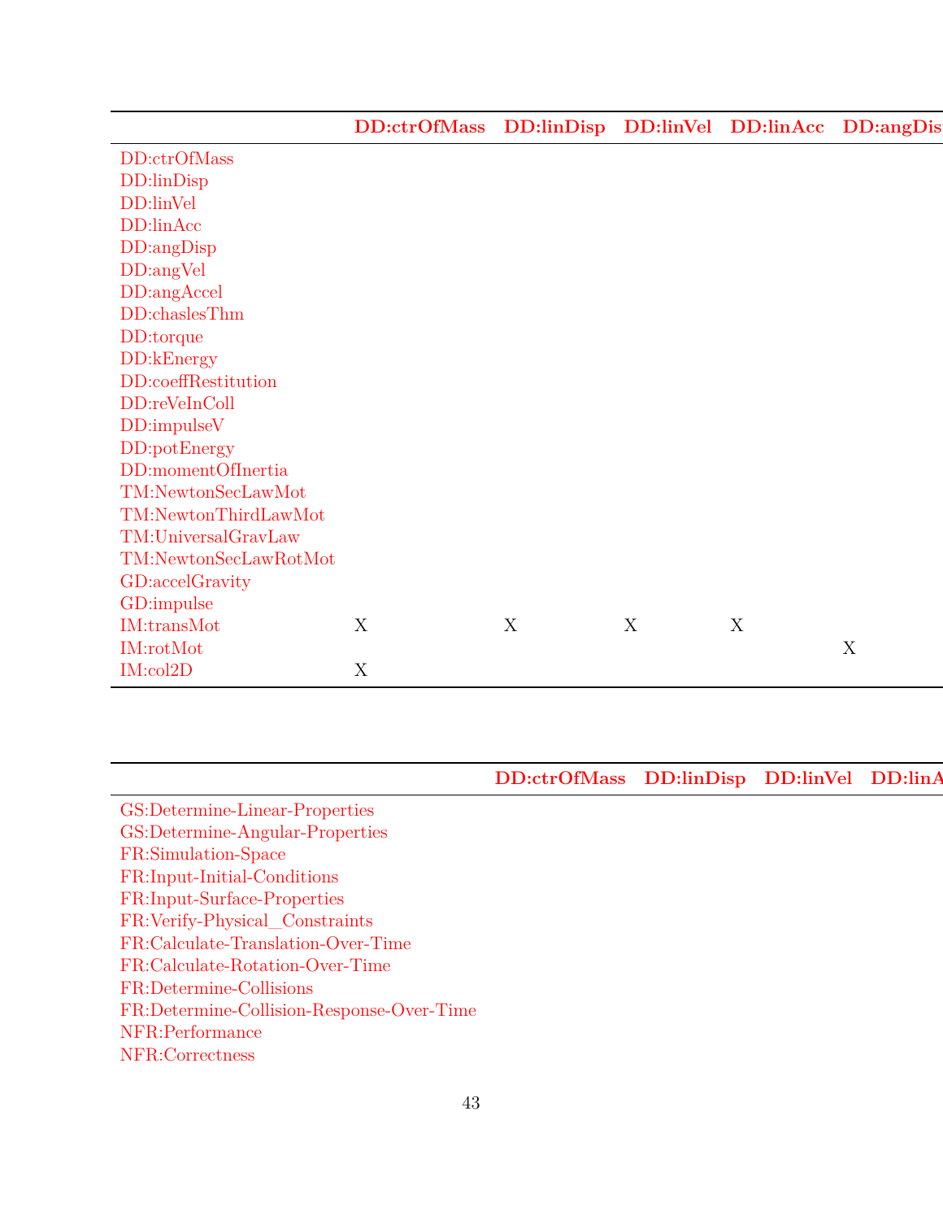| | DD:ctrOfMass | DD:linDisp | DD:linVel | DD:linAcc | DD:angDis |
|---|---|---|---|---|---|
| DD:ctrOfMass | | | | | |
| DD:linDisp | | | | | |
| DD:linVel | | | | | |
| DD:linAcc | | | | | |
| DD:angDisp | | | | | |
| DD:angVel | | | | | |
| DD:angAccel | | | | | |
| DD:chaslesThm | | | | | |
| DD:torque | | | | | |
| DD:kEnergy | | | | | |
| DD:coeffRestitution | | | | | |
| DD:reVeInColl | | | | | |
| DD:impulseV | | | | | |
| DD:potEnergy | | | | | |
| DD:momentOfInertia | | | | | |
| TM:NewtonSecLawMot | | | | | |
| TM:NewtonThirdLawMot | | | | | |
| TM:UniversalGravLaw | | | | | |
| TM:NewtonSecLawRotMot | | | | | |
| GD:accelGravity | | | | | |
| GD:impulse | | | | | |
| IM:transMot | X | X | X | X | |
| IM:rotMot | | | | | X |
| IM:col2D | X | | | | |

| | DD:ctrOfMass | DD:linDisp | DD:linVel | DD:linA |
|---|---|---|---|---|
| GS:Determine-Linear-Properties | | | | |
| GS:Determine-Angular-Properties | | | | |
| FR:Simulation-Space | | | | |
| FR:Input-Initial-Conditions | | | | |
| FR:Input-Surface-Properties | | | | |
| FR:Verify-Physical_Constraints | | | | |
| FR:Calculate-Translation-Over-Time | | | | |
| FR:Calculate-Rotation-Over-Time | | | | |
| FR:Determine-Collisions | | | | |
| FR:Determine-Collision-Response-Over-Time | | | | |
| NFR:Performance | | | | |
| NFR:Correctness | | | | |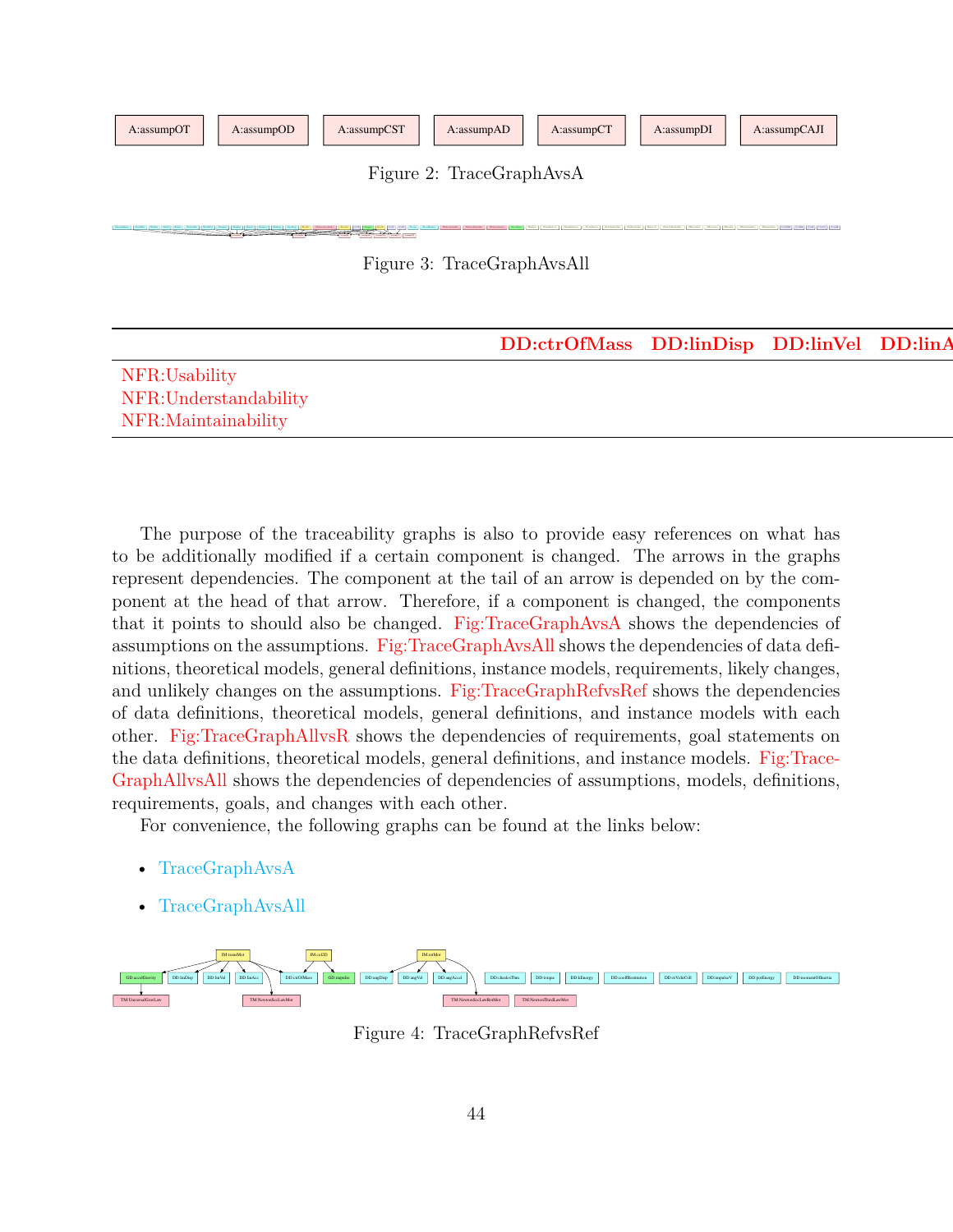A:assumpOT | A:assumpOD | A:assumpCST | A:assumpAD | A:assumpCT | A:assumpDI | A:assumpCAJI

Figure 2: TraceGraphAvsA

Figure 3: TraceGraphAvsAll

| | DD:ctrOfMass | DD:linDisp | DD:linVel | DD:linA |
|---|---|---|---|---|
| NFR:Usability | | | | |
| NFR:Understandability | | | | |
| NFR:Maintainability | | | | |

The purpose of the traceability graphs is also to provide easy references on what has to be additionally modified if a certain component is changed. The arrows in the graphs represent dependencies. The component at the tail of an arrow is depended on by the component at the head of that arrow. Therefore, if a component is changed, the components that it points to should also be changed. Fig:TraceGraphAvsA shows the dependencies of assumptions on the assumptions. Fig:TraceGraphAvsAll shows the dependencies of data definitions, theoretical models, general definitions, instance models, requirements, likely changes, and unlikely changes on the assumptions. Fig:TraceGraphRefvsRef shows the dependencies of data definitions, theoretical models, general definitions, and instance models with each other. Fig:TraceGraphAllvsR shows the dependencies of requirements, goal statements on the data definitions, theoretical models, general definitions, and instance models. Fig:TraceGraphAllvsAll shows the dependencies of dependencies of assumptions, models, definitions, requirements, goals, and changes with each other.

For convenience, the following graphs can be found at the links below:

- TraceGraphAvsA
- TraceGraphAvsAll

Figure 4: TraceGraphRefvsRef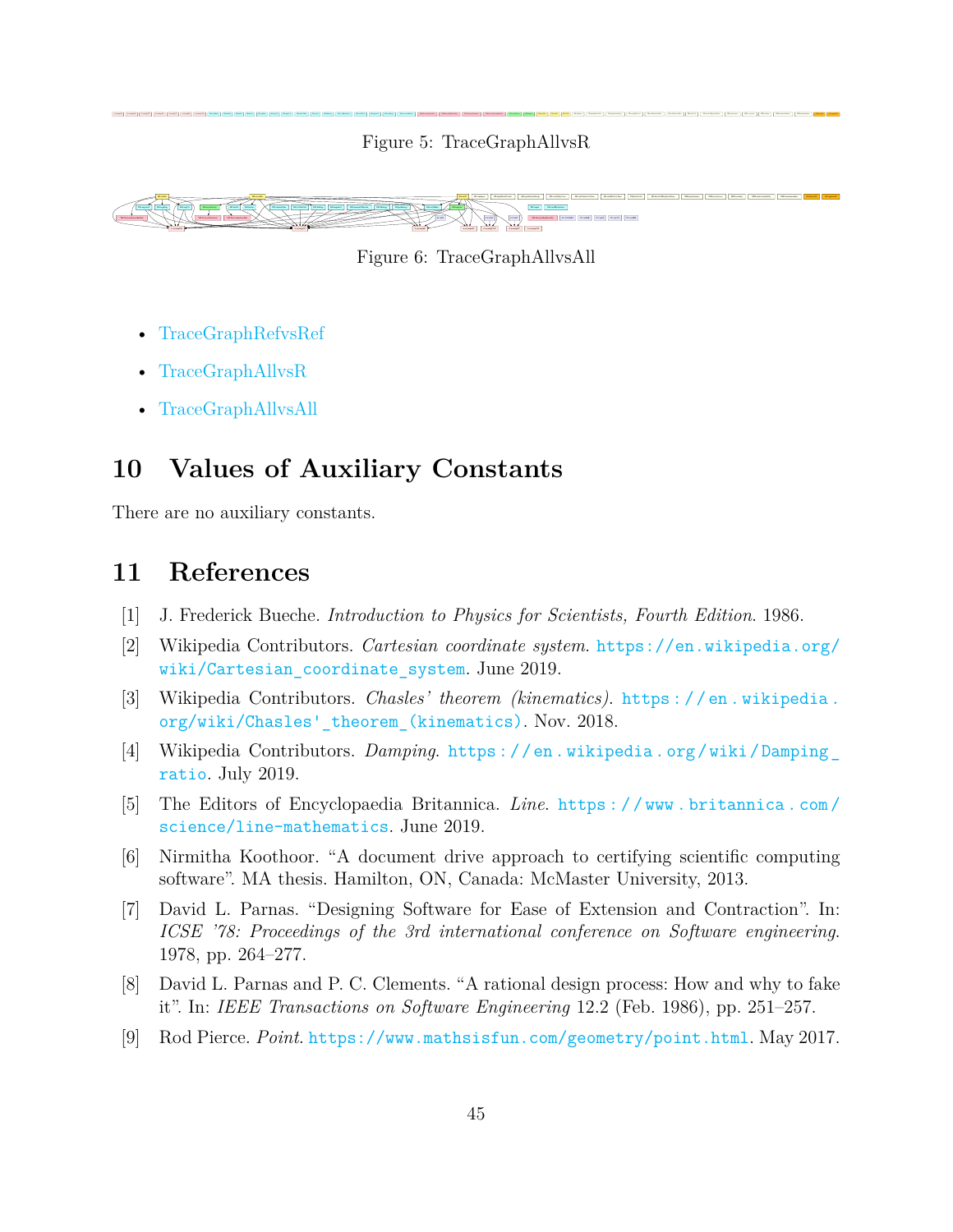Figure 5: TraceGraphAllvsR

Figure 6: TraceGraphAllvsAll

- TraceGraphRefvsRef
- TraceGraphAllvsR
- TraceGraphAllvsAll

## 10 Values of Auxiliary Constants

There are no auxiliary constants.

## 11 References

[1] J. Frederick Bueche. *Introduction to Physics for Scientists, Fourth Edition*. 1986.

[2] Wikipedia Contributors. *Cartesian coordinate system*. https://en.wikipedia.org/wiki/Cartesian_coordinate_system. June 2019.

[3] Wikipedia Contributors. *Chasles' theorem (kinematics)*. https://en.wikipedia.org/wiki/Chasles'_theorem_(kinematics). Nov. 2018.

[4] Wikipedia Contributors. *Damping*. https://en.wikipedia.org/wiki/Damping_ratio. July 2019.

[5] The Editors of Encyclopaedia Britannica. *Line*. https://www.britannica.com/science/line-mathematics. June 2019.

[6] Nirmitha Koothoor. "A document drive approach to certifying scientific computing software". MA thesis. Hamilton, ON, Canada: McMaster University, 2013.

[7] David L. Parnas. "Designing Software for Ease of Extension and Contraction". In: *ICSE '78: Proceedings of the 3rd international conference on Software engineering*. 1978, pp. 264–277.

[8] David L. Parnas and P. C. Clements. "A rational design process: How and why to fake it". In: *IEEE Transactions on Software Engineering* 12.2 (Feb. 1986), pp. 251–257.

[9] Rod Pierce. *Point*. https://www.mathsisfun.com/geometry/point.html. May 2017.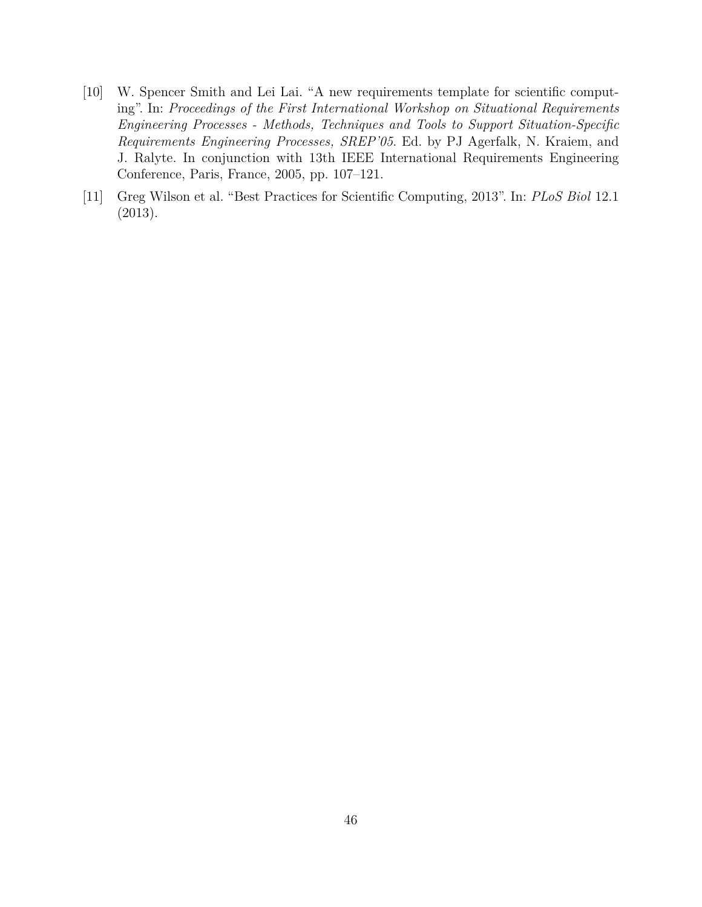[10] W. Spencer Smith and Lei Lai. "A new requirements template for scientific computing". In: *Proceedings of the First International Workshop on Situational Requirements Engineering Processes - Methods, Techniques and Tools to Support Situation-Specific Requirements Engineering Processes, SREP'05*. Ed. by PJ Agerfalk, N. Kraiem, and J. Ralyte. In conjunction with 13th IEEE International Requirements Engineering Conference, Paris, France, 2005, pp. 107–121.

[11] Greg Wilson et al. "Best Practices for Scientific Computing, 2013". In: *PLoS Biol* 12.1 (2013).